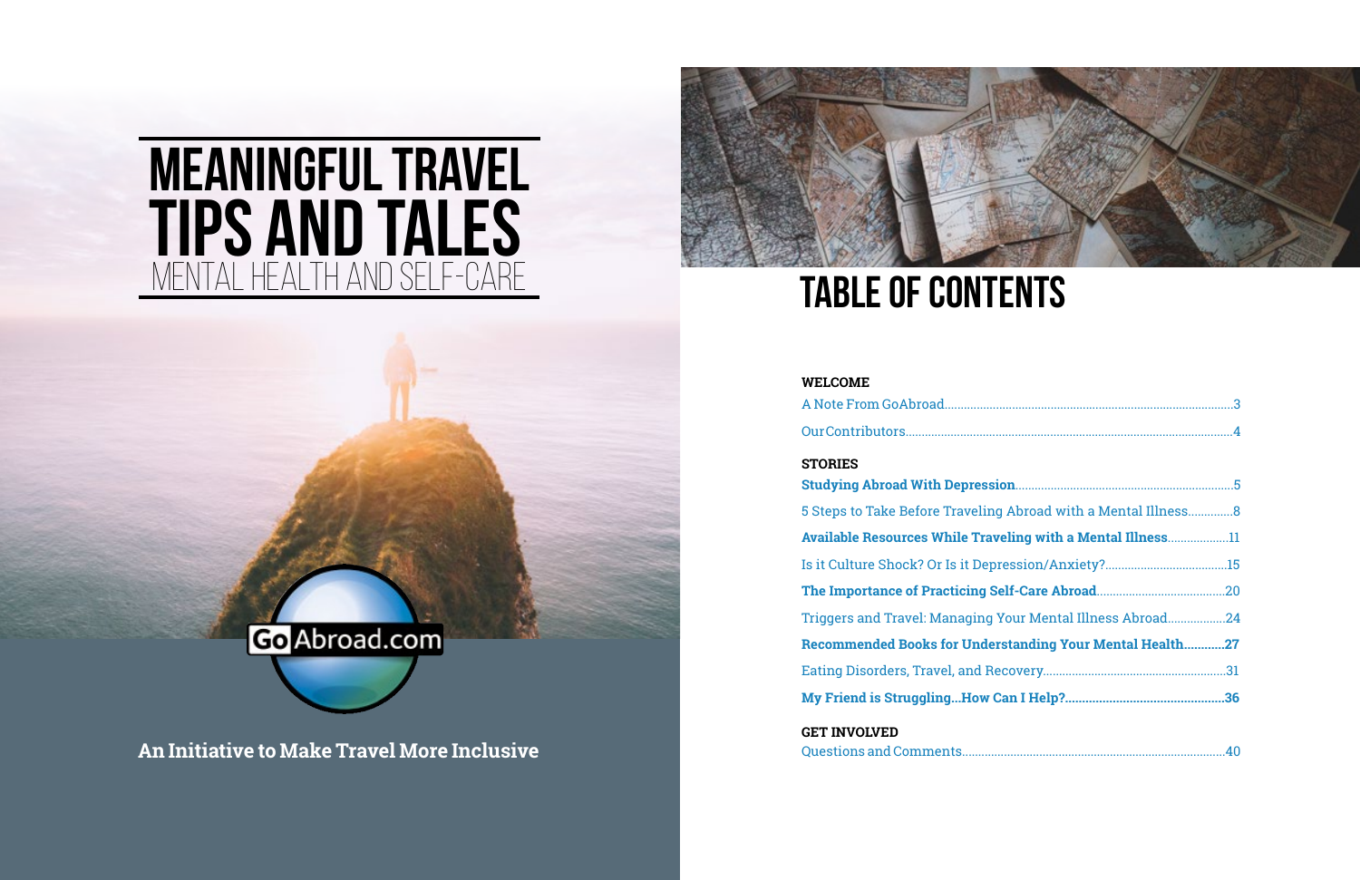# MEANINGFUL TRAVEL TIPS AND TALES

## MENTAL HEALTH AND SELF-CARE

GoAbroad.com

**An Initiative to Make Travel More Inclusive**

# TABLE OF CONTENTS

**WELCOME**

A Note From GoAbroad....................................................................................3

Our Contributors.............................................................................................4

**STORIES**

**Studying Abroad With Depression**.....................................................................5

5 Steps to Take Before Traveling Abroad with a Mental Illness..............8

**Available Resources While Traveling with a Mental Illness**..................11

Is it Culture Shock? Or Is it Depression/Anxiety?....................................15

**The Importance of Practicing Self-Care Abroad**........................................20

Triggers and Travel: Managing Your Mental Illness Abroad.................24

**Recommended Books for Understanding Your Mental Health............27**

Eating Disorders, Travel, and Recovery.......................................................31

**My Friend is Struggling...How Can I Help?..............................................36**

**GET INVOLVED**

Questions and Comments..............................................................................40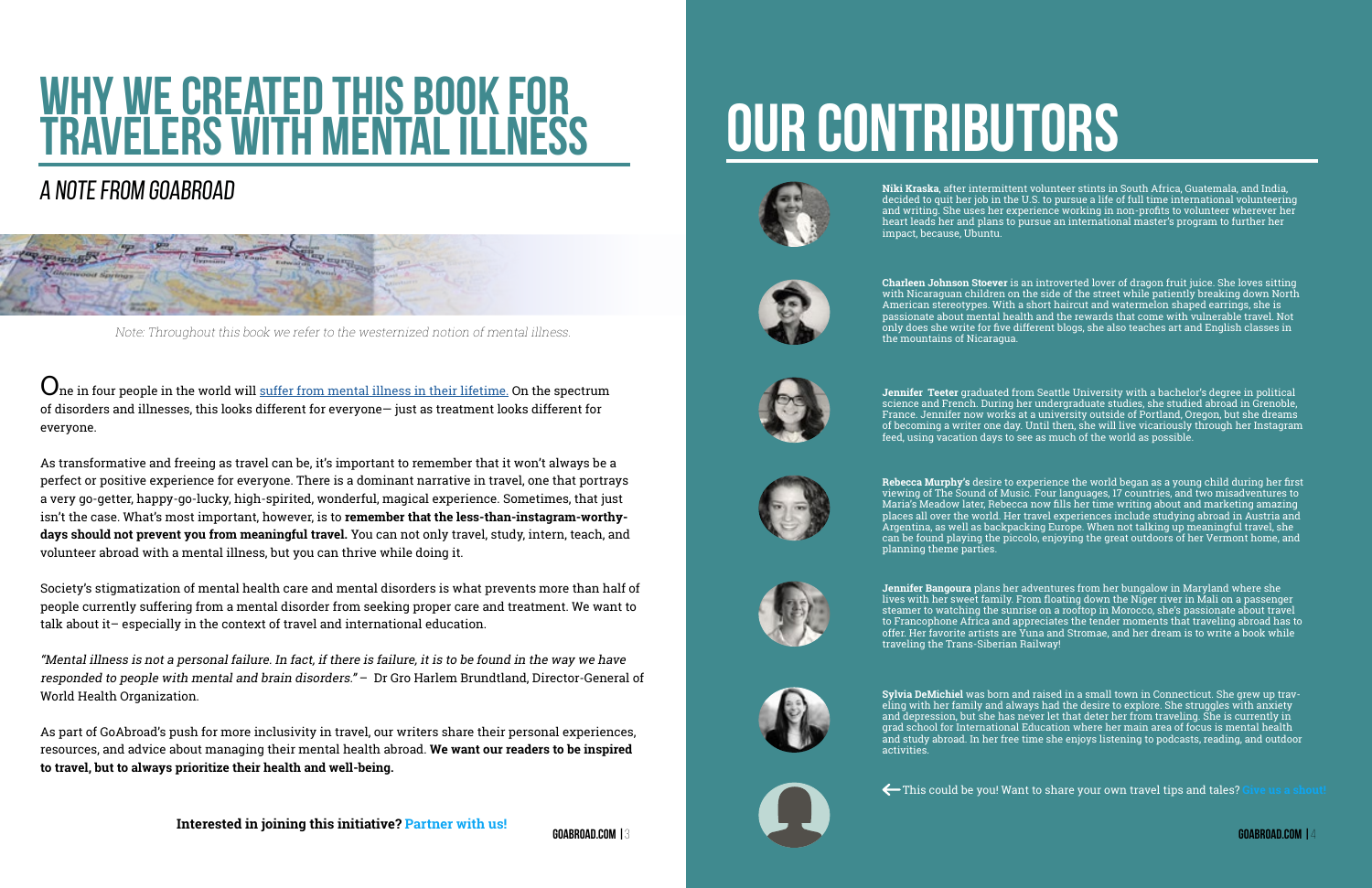# Why We Created This Book for Travelers with Mental Illness

## A Note from GoAbroad

*Note: Throughout this book we refer to the westernized notion of mental illness.*

One in four people in the world will suffer from mental illness in their lifetime. On the spectrum of disorders and illnesses, this looks different for everyone— just as treatment looks different for everyone.

As transformative and freeing as travel can be, it's important to remember that it won't always be a perfect or positive experience for everyone. There is a dominant narrative in travel, one that portrays a very go-getter, happy-go-lucky, high-spirited, wonderful, magical experience. Sometimes, that just isn't the case. What's most important, however, is to **remember that the less-than-instagram-worthy-days should not prevent you from meaningful travel.** You can not only travel, study, intern, teach, and volunteer abroad with a mental illness, but you can thrive while doing it.

Society's stigmatization of mental health care and mental disorders is what prevents more than half of people currently suffering from a mental disorder from seeking proper care and treatment. We want to talk about it– especially in the context of travel and international education.

*"Mental illness is not a personal failure. In fact, if there is failure, it is to be found in the way we have responded to people with mental and brain disorders."* – Dr Gro Harlem Brundtland, Director-General of World Health Organization.

As part of GoAbroad's push for more inclusivity in travel, our writers share their personal experiences, resources, and advice about managing their mental health abroad. **We want our readers to be inspired to travel, but to always prioritize their health and well-being.**

**Interested in joining this initiative? Partner with us!**

# Our Contributors

**Niki Kraska**, after intermittent volunteer stints in South Africa, Guatemala, and India, decided to quit her job in the U.S. to pursue a life of full time international volunteering and writing. She uses her experience working in non-profits to volunteer wherever her heart leads her and plans to pursue an international master's program to further her impact, because, Ubuntu.

**Charleen Johnson Stoever** is an introverted lover of dragon fruit juice. She loves sitting with Nicaraguan children on the side of the street while patiently breaking down North American stereotypes. With a short haircut and watermelon shaped earrings, she is passionate about mental health and the rewards that come with vulnerable travel. Not only does she write for five different blogs, she also teaches art and English classes in the mountains of Nicaragua.

**Jennifer Teeter** graduated from Seattle University with a bachelor's degree in political science and French. During her undergraduate studies, she studied abroad in Grenoble, France. Jennifer now works at a university outside of Portland, Oregon, but she dreams of becoming a writer one day. Until then, she will live vicariously through her Instagram feed, using vacation days to see as much of the world as possible.

**Rebecca Murphy's** desire to experience the world began as a young child during her first viewing of The Sound of Music. Four languages, 17 countries, and two misadventures to Maria's Meadow later, Rebecca now fills her time writing about and marketing amazing places all over the world. Her travel experiences include studying abroad in Austria and Argentina, as well as backpacking Europe. When not talking up meaningful travel, she can be found playing the piccolo, enjoying the great outdoors of her Vermont home, and planning theme parties.

**Jennifer Bangoura** plans her adventures from her bungalow in Maryland where she lives with her sweet family. From floating down the Niger river in Mali on a passenger steamer to watching the sunrise on a rooftop in Morocco, she's passionate about travel to Francophone Africa and appreciates the tender moments that traveling abroad has to offer. Her favorite artists are Yuna and Stromae, and her dream is to write a book while traveling the Trans-Siberian Railway!

**Sylvia DeMichiel** was born and raised in a small town in Connecticut. She grew up traveling with her family and always had the desire to explore. She struggles with anxiety and depression, but she has never let that deter her from traveling. She is currently in grad school for International Education where her main area of focus is mental health and study abroad. In her free time she enjoys listening to podcasts, reading, and outdoor activities.

← This could be you! Want to share your own travel tips and tales? Give us a shout!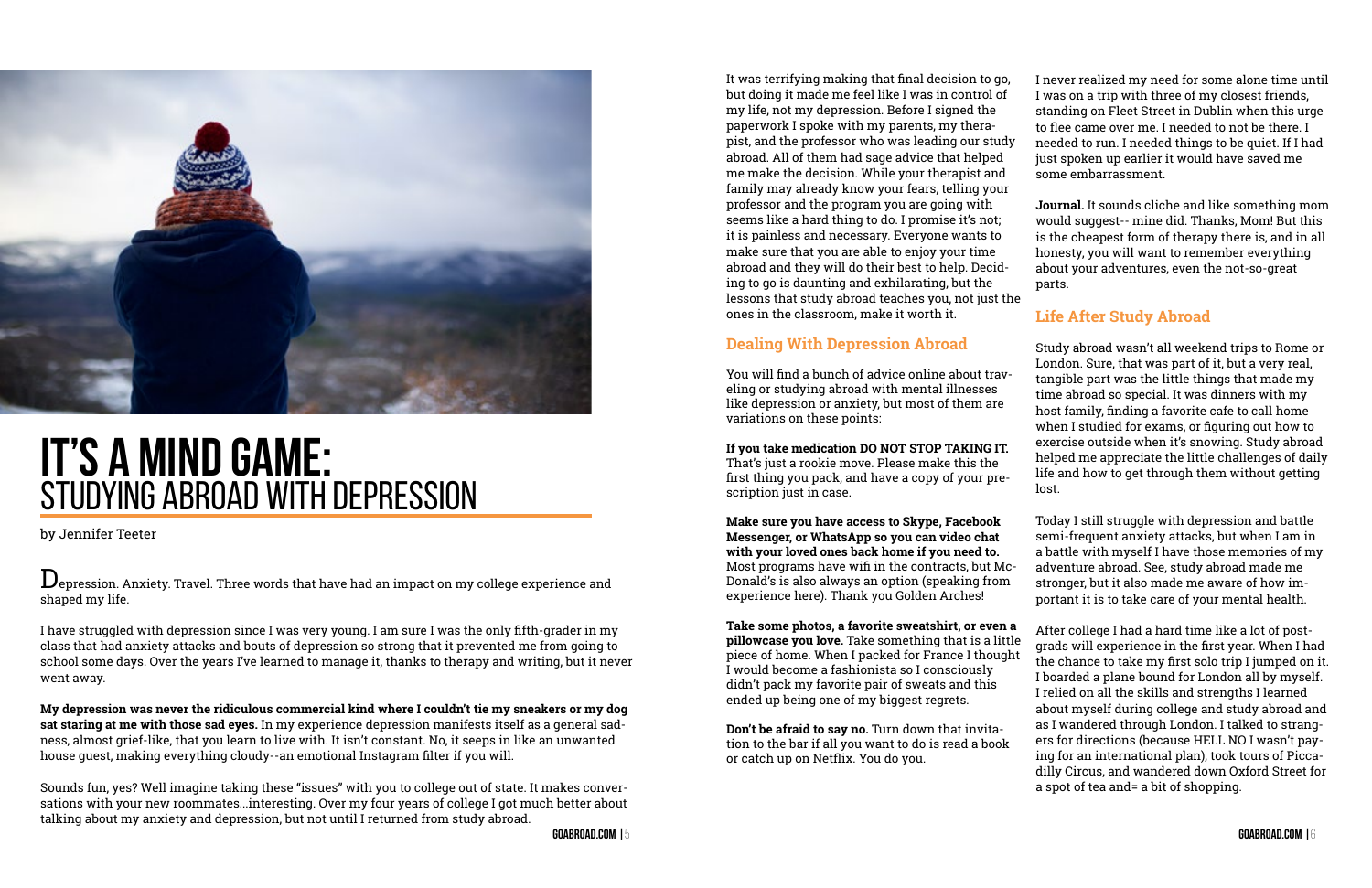# IT'S A MIND GAME: STUDYING ABROAD WITH DEPRESSION

by Jennifer Teeter

Depression. Anxiety. Travel. Three words that have had an impact on my college experience and shaped my life.

I have struggled with depression since I was very young. I am sure I was the only fifth-grader in my class that had anxiety attacks and bouts of depression so strong that it prevented me from going to school some days. Over the years I've learned to manage it, thanks to therapy and writing, but it never went away.

**My depression was never the ridiculous commercial kind where I couldn't tie my sneakers or my dog sat staring at me with those sad eyes.** In my experience depression manifests itself as a general sadness, almost grief-like, that you learn to live with. It isn't constant. No, it seeps in like an unwanted house guest, making everything cloudy--an emotional Instagram filter if you will.

Sounds fun, yes? Well imagine taking these "issues" with you to college out of state. It makes conversations with your new roommates...interesting. Over my four years of college I got much better about talking about my anxiety and depression, but not until I returned from study abroad.

It was terrifying making that final decision to go, but doing it made me feel like I was in control of my life, not my depression. Before I signed the paperwork I spoke with my parents, my therapist, and the professor who was leading our study abroad. All of them had sage advice that helped me make the decision. While your therapist and family may already know your fears, telling your professor and the program you are going with seems like a hard thing to do. I promise it's not; it is painless and necessary. Everyone wants to make sure that you are able to enjoy your time abroad and they will do their best to help. Deciding to go is daunting and exhilarating, but the lessons that study abroad teaches you, not just the ones in the classroom, make it worth it.

## Dealing With Depression Abroad

You will find a bunch of advice online about traveling or studying abroad with mental illnesses like depression or anxiety, but most of them are variations on these points:

**If you take medication DO NOT STOP TAKING IT.** That's just a rookie move. Please make this the first thing you pack, and have a copy of your prescription just in case.

**Make sure you have access to Skype, Facebook Messenger, or WhatsApp so you can video chat with your loved ones back home if you need to.** Most programs have wifi in the contracts, but McDonald's is also always an option (speaking from experience here). Thank you Golden Arches!

**Take some photos, a favorite sweatshirt, or even a pillowcase you love.** Take something that is a little piece of home. When I packed for France I thought I would become a fashionista so I consciously didn't pack my favorite pair of sweats and this ended up being one of my biggest regrets.

**Don't be afraid to say no.** Turn down that invitation to the bar if all you want to do is read a book or catch up on Netflix. You do you.

I never realized my need for some alone time until I was on a trip with three of my closest friends, standing on Fleet Street in Dublin when this urge to flee came over me. I needed to not be there. I needed to run. I needed things to be quiet. If I had just spoken up earlier it would have saved me some embarrassment.

**Journal.** It sounds cliche and like something mom would suggest-- mine did. Thanks, Mom! But this is the cheapest form of therapy there is, and in all honesty, you will want to remember everything about your adventures, even the not-so-great parts.

## Life After Study Abroad

Study abroad wasn't all weekend trips to Rome or London. Sure, that was part of it, but a very real, tangible part was the little things that made my time abroad so special. It was dinners with my host family, finding a favorite cafe to call home when I studied for exams, or figuring out how to exercise outside when it's snowing. Study abroad helped me appreciate the little challenges of daily life and how to get through them without getting lost.

Today I still struggle with depression and battle semi-frequent anxiety attacks, but when I am in a battle with myself I have those memories of my adventure abroad. See, study abroad made me stronger, but it also made me aware of how important it is to take care of your mental health.

After college I had a hard time like a lot of post-grads will experience in the first year. When I had the chance to take my first solo trip I jumped on it. I boarded a plane bound for London all by myself. I relied on all the skills and strengths I learned about myself during college and study abroad and as I wandered through London. I talked to strangers for directions (because HELL NO I wasn't paying for an international plan), took tours of Piccadilly Circus, and wandered down Oxford Street for a spot of tea and= a bit of shopping.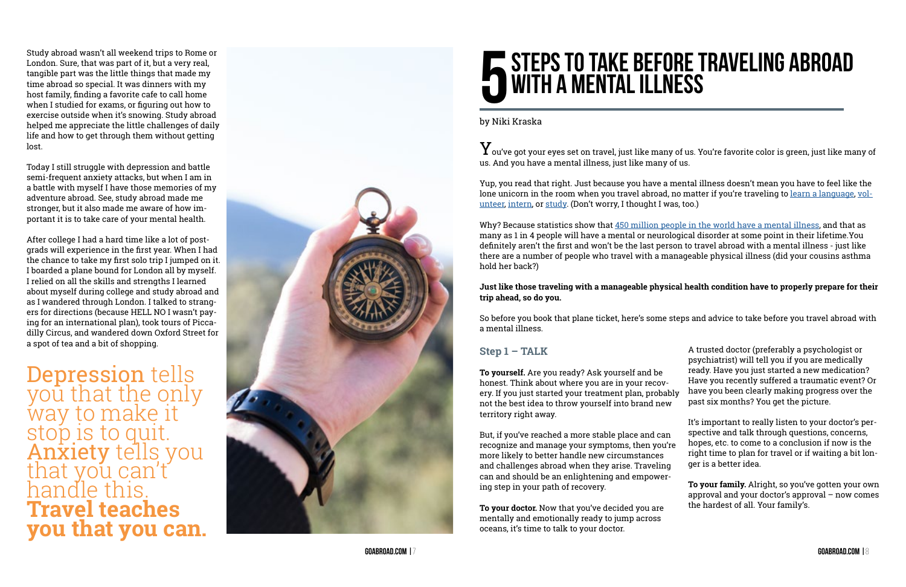Study abroad wasn't all weekend trips to Rome or London. Sure, that was part of it, but a very real, tangible part was the little things that made my time abroad so special. It was dinners with my host family, finding a favorite cafe to call home when I studied for exams, or figuring out how to exercise outside when it's snowing. Study abroad helped me appreciate the little challenges of daily life and how to get through them without getting lost.

Today I still struggle with depression and battle semi-frequent anxiety attacks, but when I am in a battle with myself I have those memories of my adventure abroad. See, study abroad made me stronger, but it also made me aware of how important it is to take care of your mental health.

After college I had a hard time like a lot of post-grads will experience in the first year. When I had the chance to take my first solo trip I jumped on it. I boarded a plane bound for London all by myself. I relied on all the skills and strengths I learned about myself during college and study abroad and as I wandered through London. I talked to strangers for directions (because HELL NO I wasn't paying for an international plan), took tours of Piccadilly Circus, and wandered down Oxford Street for a spot of tea and a bit of shopping.

Depression tells you that the only way to make it stop is to quit. **Anxiety** tells you that you can't handle this. **Travel teaches you that you can.**

# 5 Steps to Take Before Traveling Abroad with a Mental Illness

by Niki Kraska

You've got your eyes set on travel, just like many of us. You're favorite color is green, just like many of us. And you have a mental illness, just like many of us.

Yup, you read that right. Just because you have a mental illness doesn't mean you have to feel like the lone unicorn in the room when you travel abroad, no matter if you're traveling to learn a language, volunteer, intern, or study. (Don't worry, I thought I was, too.)

Why? Because statistics show that 450 million people in the world have a mental illness, and that as many as 1 in 4 people will have a mental or neurological disorder at some point in their lifetime.You definitely aren't the first and won't be the last person to travel abroad with a mental illness - just like there are a number of people who travel with a manageable physical illness (did your cousins asthma hold her back?)

**Just like those traveling with a manageable physical health condition have to properly prepare for their trip ahead, so do you.**

So before you book that plane ticket, here's some steps and advice to take before you travel abroad with a mental illness.

## Step 1 – TALK

**To yourself.** Are you ready? Ask yourself and be honest. Think about where you are in your recovery. If you just started your treatment plan, probably not the best idea to throw yourself into brand new territory right away.

But, if you've reached a more stable place and can recognize and manage your symptoms, then you're more likely to better handle new circumstances and challenges abroad when they arise. Traveling can and should be an enlightening and empowering step in your path of recovery.

**To your doctor.** Now that you've decided you are mentally and emotionally ready to jump across oceans, it's time to talk to your doctor.

A trusted doctor (preferably a psychologist or psychiatrist) will tell you if you are medically ready. Have you just started a new medication? Have you recently suffered a traumatic event? Or have you been clearly making progress over the past six months? You get the picture.

It's important to really listen to your doctor's perspective and talk through questions, concerns, hopes, etc. to come to a conclusion if now is the right time to plan for travel or if waiting a bit longer is a better idea.

**To your family.** Alright, so you've gotten your own approval and your doctor's approval – now comes the hardest of all. Your family's.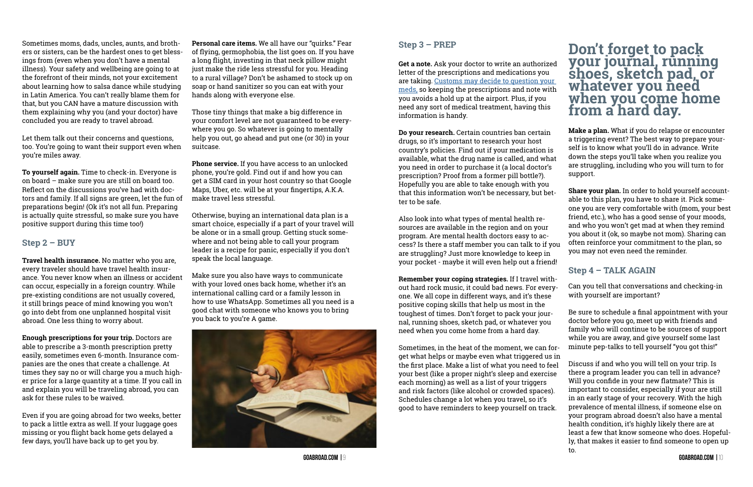Sometimes moms, dads, uncles, aunts, and brothers or sisters, can be the hardest ones to get blessings from (even when you don't have a mental illness). Your safety and wellbeing are going to at the forefront of their minds, not your excitement about learning how to salsa dance while studying in Latin America. You can't really blame them for that, but you CAN have a mature discussion with them explaining why you (and your doctor) have concluded you are ready to travel abroad.

Let them talk out their concerns and questions, too. You're going to want their support even when you're miles away.

**To yourself again.** Time to check-in. Everyone is on board – make sure you are still on board too. Reflect on the discussions you've had with doctors and family. If all signs are green, let the fun of preparations begin! (Ok it's not all fun. Preparing is actually quite stressful, so make sure you have positive support during this time too!)

## Step 2 – BUY

**Travel health insurance.** No matter who you are, every traveler should have travel health insurance. You never know when an illness or accident can occur, especially in a foreign country. While pre-existing conditions are not usually covered, it still brings peace of mind knowing you won't go into debt from one unplanned hospital visit abroad. One less thing to worry about.

**Enough prescriptions for your trip.** Doctors are able to prescribe a 3-month prescription pretty easily, sometimes even 6-month. Insurance companies are the ones that create a challenge. At times they say no or will charge you a much higher price for a large quantity at a time. If you call in and explain you will be traveling abroad, you can ask for these rules to be waived.

Even if you are going abroad for two weeks, better to pack a little extra as well. If your luggage goes missing or you flight back home gets delayed a few days, you'll have back up to get you by.

**Personal care items.** We all have our "quirks." Fear of flying, germophobia, the list goes on. If you have a long flight, investing in that neck pillow might just make the ride less stressful for you. Heading to a rural village? Don't be ashamed to stock up on soap or hand sanitizer so you can eat with your hands along with everyone else.

Those tiny things that make a big difference in your comfort level are not guaranteed to be everywhere you go. So whatever is going to mentally help you out, go ahead and put one (or 30) in your suitcase.

**Phone service.** If you have access to an unlocked phone, you're gold. Find out if and how you can get a SIM card in your host country so that Google Maps, Uber, etc. will be at your fingertips, A.K.A. make travel less stressful.

Otherwise, buying an international data plan is a smart choice, especially if a part of your travel will be alone or in a small group. Getting stuck somewhere and not being able to call your program leader is a recipe for panic, especially if you don't speak the local language.

Make sure you also have ways to communicate with your loved ones back home, whether it's an international calling card or a family lesson in how to use WhatsApp. Sometimes all you need is a good chat with someone who knows you to bring you back to you're A game.

## Step 3 – PREP

**Get a note.** Ask your doctor to write an authorized letter of the prescriptions and medications you are taking. Customs may decide to question your meds, so keeping the prescriptions and note with you avoids a hold up at the airport. Plus, if you need any sort of medical treatment, having this information is handy.

**Do your research.** Certain countries ban certain drugs, so it's important to research your host country's policies. Find out if your medication is available, what the drug name is called, and what you need in order to purchase it (a local doctor's prescription? Proof from a former pill bottle?). Hopefully you are able to take enough with you that this information won't be necessary, but better to be safe.

Also look into what types of mental health resources are available in the region and on your program. Are mental health doctors easy to access? Is there a staff member you can talk to if you are struggling? Just more knowledge to keep in your pocket - maybe it will even help out a friend!

**Remember your coping strategies.** If I travel without hard rock music, it could bad news. For everyone. We all cope in different ways, and it's these positive coping skills that help us most in the toughest of times. Don't forget to pack your journal, running shoes, sketch pad, or whatever you need when you come home from a hard day.

Sometimes, in the heat of the moment, we can forget what helps or maybe even what triggered us in the first place. Make a list of what you need to feel your best (like a proper night's sleep and exercise each morning) as well as a list of your triggers and risk factors (like alcohol or crowded spaces). Schedules change a lot when you travel, so it's good to have reminders to keep yourself on track.

**Don't forget to pack your journal, running shoes, sketch pad, or whatever you need when you come home from a hard day.**

**Make a plan.** What if you do relapse or encounter a triggering event? The best way to prepare yourself is to know what you'll do in advance. Write down the steps you'll take when you realize you are struggling, including who you will turn to for support.

**Share your plan.** In order to hold yourself accountable to this plan, you have to share it. Pick someone you are very comfortable with (mom, your best friend, etc.), who has a good sense of your moods, and who you won't get mad at when they remind you about it (ok, so maybe not mom). Sharing can often reinforce your commitment to the plan, so you may not even need the reminder.

## Step 4 – TALK AGAIN

Can you tell that conversations and checking-in with yourself are important?

Be sure to schedule a final appointment with your doctor before you go, meet up with friends and family who will continue to be sources of support while you are away, and give yourself some last minute pep-talks to tell yourself "you got this!"

Discuss if and who you will tell on your trip. Is there a program leader you can tell in advance? Will you confide in your new flatmate? This is important to consider, especially if your are still in an early stage of your recovery. With the high prevalence of mental illness, if someone else on your program abroad doesn't also have a mental health condition, it's highly likely there are at least a few that know someone who does. Hopefully, that makes it easier to find someone to open up to.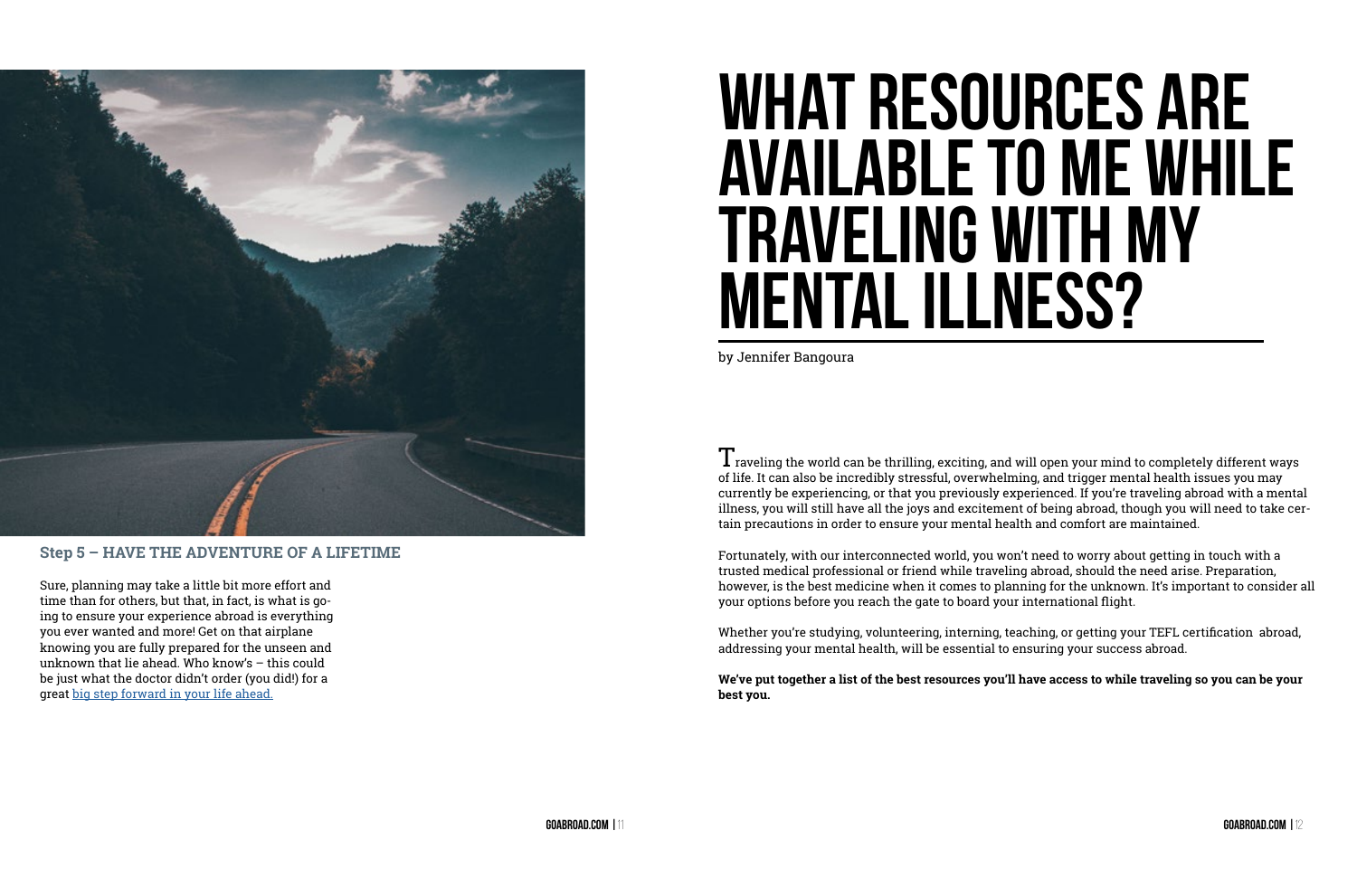### Step 5 – HAVE THE ADVENTURE OF A LIFETIME

Sure, planning may take a little bit more effort and time than for others, but that, in fact, is what is going to ensure your experience abroad is everything you ever wanted and more! Get on that airplane knowing you are fully prepared for the unseen and unknown that lie ahead. Who know's – this could be just what the doctor didn't order (you did!) for a great [big step forward in your life ahead.]()

# WHAT RESOURCES ARE AVAILABLE TO ME WHILE TRAVELING WITH MY MENTAL ILLNESS?

by Jennifer Bangoura

Traveling the world can be thrilling, exciting, and will open your mind to completely different ways of life. It can also be incredibly stressful, overwhelming, and trigger mental health issues you may currently be experiencing, or that you previously experienced. If you're traveling abroad with a mental illness, you will still have all the joys and excitement of being abroad, though you will need to take certain precautions in order to ensure your mental health and comfort are maintained.

Fortunately, with our interconnected world, you won't need to worry about getting in touch with a trusted medical professional or friend while traveling abroad, should the need arise. Preparation, however, is the best medicine when it comes to planning for the unknown. It's important to consider all your options before you reach the gate to board your international flight.

Whether you're studying, volunteering, interning, teaching, or getting your TEFL certification abroad, addressing your mental health, will be essential to ensuring your success abroad.

**We've put together a list of the best resources you'll have access to while traveling so you can be your best you.**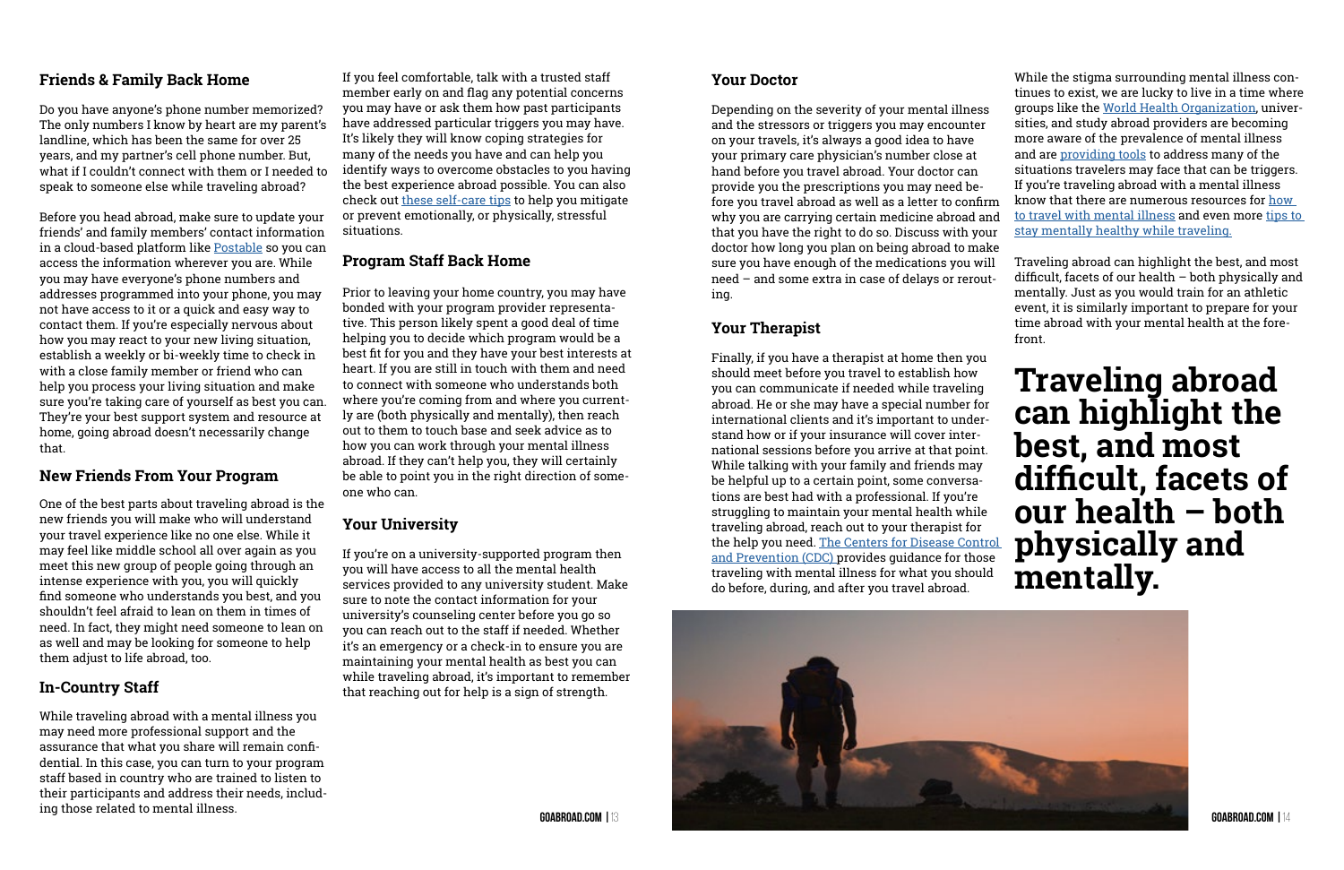## Friends & Family Back Home

Do you have anyone's phone number memorized? The only numbers I know by heart are my parent's landline, which has been the same for over 25 years, and my partner's cell phone number. But, what if I couldn't connect with them or I needed to speak to someone else while traveling abroad?

Before you head abroad, make sure to update your friends' and family members' contact information in a cloud-based platform like [Postable](#) so you can access the information wherever you are. While you may have everyone's phone numbers and addresses programmed into your phone, you may not have access to it or a quick and easy way to contact them. If you're especially nervous about how you may react to your new living situation, establish a weekly or bi-weekly time to check in with a close family member or friend who can help you process your living situation and make sure you're taking care of yourself as best you can. They're your best support system and resource at home, going abroad doesn't necessarily change that.

## New Friends From Your Program

One of the best parts about traveling abroad is the new friends you will make who will understand your travel experience like no one else. While it may feel like middle school all over again as you meet this new group of people going through an intense experience with you, you will quickly find someone who understands you best, and you shouldn't feel afraid to lean on them in times of need. In fact, they might need someone to lean on as well and may be looking for someone to help them adjust to life abroad, too.

## In-Country Staff

While traveling abroad with a mental illness you may need more professional support and the assurance that what you share will remain confidential. In this case, you can turn to your program staff based in country who are trained to listen to their participants and address their needs, including those related to mental illness.

If you feel comfortable, talk with a trusted staff member early on and flag any potential concerns you may have or ask them how past participants have addressed particular triggers you may have. It's likely they will know coping strategies for many of the needs you have and can help you identify ways to overcome obstacles to you having the best experience abroad possible. You can also check out [these self-care tips](#) to help you mitigate or prevent emotionally, or physically, stressful situations.

## Program Staff Back Home

Prior to leaving your home country, you may have bonded with your program provider representative. This person likely spent a good deal of time helping you to decide which program would be a best fit for you and they have your best interests at heart. If you are still in touch with them and need to connect with someone who understands both where you're coming from and where you currently are (both physically and mentally), then reach out to them to touch base and seek advice as to how you can work through your mental illness abroad. If they can't help you, they will certainly be able to point you in the right direction of someone who can.

## Your University

If you're on a university-supported program then you will have access to all the mental health services provided to any university student. Make sure to note the contact information for your university's counseling center before you go so you can reach out to the staff if needed. Whether it's an emergency or a check-in to ensure you are maintaining your mental health as best you can while traveling abroad, it's important to remember that reaching out for help is a sign of strength.

## Your Doctor

Depending on the severity of your mental illness and the stressors or triggers you may encounter on your travels, it's always a good idea to have your primary care physician's number close at hand before you travel abroad. Your doctor can provide you the prescriptions you may need before you travel abroad as well as a letter to confirm why you are carrying certain medicine abroad and that you have the right to do so. Discuss with your doctor how long you plan on being abroad to make sure you have enough of the medications you will need – and some extra in case of delays or rerouting.

## Your Therapist

Finally, if you have a therapist at home then you should meet before you travel to establish how you can communicate if needed while traveling abroad. He or she may have a special number for international clients and it's important to understand how or if your insurance will cover international sessions before you arrive at that point. While talking with your family and friends may be helpful up to a certain point, some conversations are best had with a professional. If you're struggling to maintain your mental health while traveling abroad, reach out to your therapist for the help you need. [The Centers for Disease Control and Prevention (CDC)](#) provides guidance for those traveling with mental illness for what you should do before, during, and after you travel abroad.

While the stigma surrounding mental illness continues to exist, we are lucky to live in a time where groups like the [World Health Organization](#), universities, and study abroad providers are becoming more aware of the prevalence of mental illness and are [providing tools](#) to address many of the situations travelers may face that can be triggers. If you're traveling abroad with a mental illness know that there are numerous resources for [how to travel with mental illness](#) and even more [tips to stay mentally healthy while traveling.](#)

Traveling abroad can highlight the best, and most difficult, facets of our health – both physically and mentally. Just as you would train for an athletic event, it is similarly important to prepare for your time abroad with your mental health at the forefront.

# Traveling abroad can highlight the best, and most difficult, facets of our health – both physically and mentally.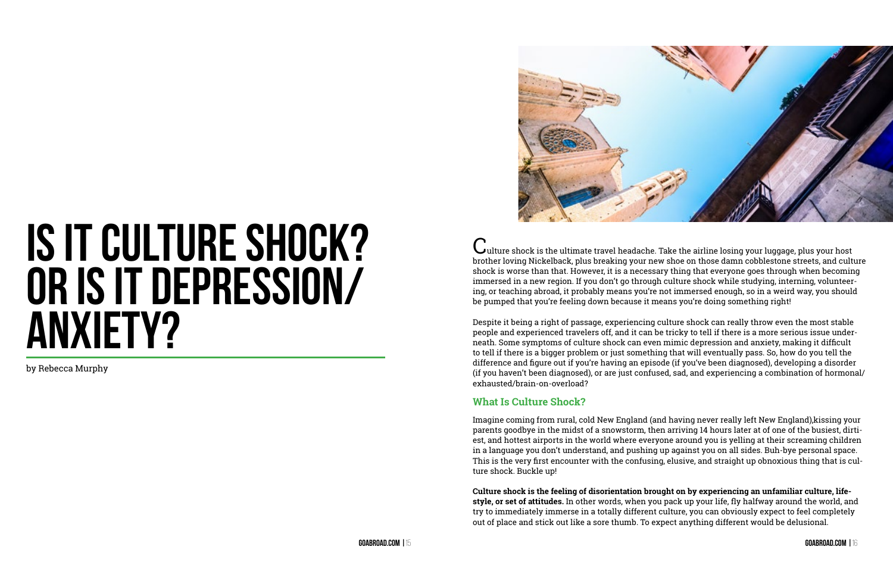# IS IT CULTURE SHOCK? OR IS IT DEPRESSION/ ANXIETY?

by Rebecca Murphy

Culture shock is the ultimate travel headache. Take the airline losing your luggage, plus your host brother loving Nickelback, plus breaking your new shoe on those damn cobblestone streets, and culture shock is worse than that. However, it is a necessary thing that everyone goes through when becoming immersed in a new region. If you don't go through culture shock while studying, interning, volunteering, or teaching abroad, it probably means you're not immersed enough, so in a weird way, you should be pumped that you're feeling down because it means you're doing something right!

Despite it being a right of passage, experiencing culture shock can really throw even the most stable people and experienced travelers off, and it can be tricky to tell if there is a more serious issue underneath. Some symptoms of culture shock can even mimic depression and anxiety, making it difficult to tell if there is a bigger problem or just something that will eventually pass. So, how do you tell the difference and figure out if you're having an episode (if you've been diagnosed), developing a disorder (if you haven't been diagnosed), or are just confused, sad, and experiencing a combination of hormonal/ exhausted/brain-on-overload?

## What Is Culture Shock?

Imagine coming from rural, cold New England (and having never really left New England),kissing your parents goodbye in the midst of a snowstorm, then arriving 14 hours later at of one of the busiest, dirtiest, and hottest airports in the world where everyone around you is yelling at their screaming children in a language you don't understand, and pushing up against you on all sides. Buh-bye personal space. This is the very first encounter with the confusing, elusive, and straight up obnoxious thing that is culture shock. Buckle up!

**Culture shock is the feeling of disorientation brought on by experiencing an unfamiliar culture, lifestyle, or set of attitudes.** In other words, when you pack up your life, fly halfway around the world, and try to immediately immerse in a totally different culture, you can obviously expect to feel completely out of place and stick out like a sore thumb. To expect anything different would be delusional.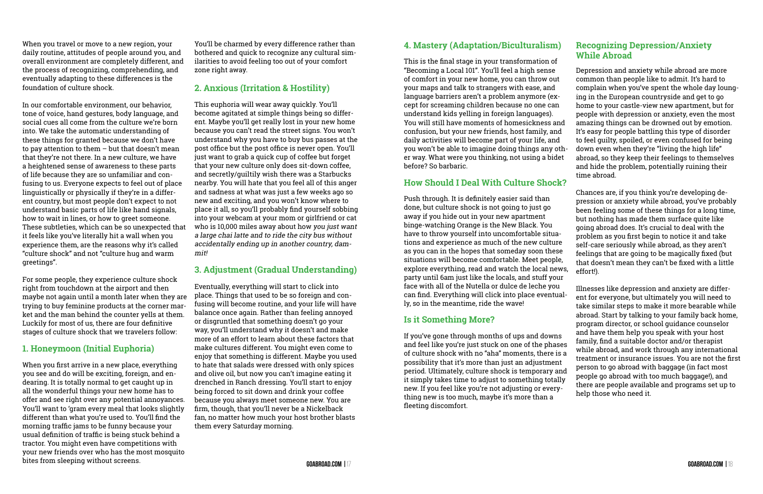When you travel or move to a new region, your daily routine, attitudes of people around you, and overall environment are completely different, and the process of recognizing, comprehending, and eventually adapting to these differences is the foundation of culture shock.

In our comfortable environment, our behavior, tone of voice, hand gestures, body language, and social cues all come from the culture we're born into. We take the automatic understanding of these things for granted because we don't have to pay attention to them – but that doesn't mean that they're not there. In a new culture, we have a heightened sense of awareness to these parts of life because they are so unfamiliar and confusing to us. Everyone expects to feel out of place linguistically or physically if they're in a different country, but most people don't expect to not understand basic parts of life like hand signals, how to wait in lines, or how to greet someone. These subtleties, which can be so unexpected that it feels like you've literally hit a wall when you experience them, are the reasons why it's called "culture shock" and not "culture hug and warm greetings".

For some people, they experience culture shock right from touchdown at the airport and then maybe not again until a month later when they are trying to buy feminine products at the corner market and the man behind the counter yells at them. Luckily for most of us, there are four definitive stages of culture shock that we travelers follow:

## 1. Honeymoon (Initial Euphoria)

When you first arrive in a new place, everything you see and do will be exciting, foreign, and endearing. It is totally normal to get caught up in all the wonderful things your new home has to offer and see right over any potential annoyances. You'll want to 'gram every meal that looks slightly different than what you're used to. You'll find the morning traffic jams to be funny because your usual definition of traffic is being stuck behind a tractor. You might even have competitions with your new friends over who has the most mosquito bites from sleeping without screens. You'll be charmed by every difference rather than bothered and quick to recognize any cultural similarities to avoid feeling too out of your comfort zone right away.

## 2. Anxious (Irritation & Hostility)

This euphoria will wear away quickly. You'll become agitated at simple things being so different. Maybe you'll get really lost in your new home because you can't read the street signs. You won't understand why you have to buy bus passes at the post office but the post office is never open. You'll just want to grab a quick cup of coffee but forget that your new culture only does sit-down coffee, and secretly/guiltily wish there was a Starbucks nearby. You will hate that you feel all of this anger and sadness at what was just a few weeks ago so new and exciting, and you won't know where to place it all, so you'll probably find yourself sobbing into your webcam at your mom or girlfriend or cat who is 10,000 miles away about how *you just want a large chai latte and to ride the city bus without accidentally ending up in another country, dammit!*

## 3. Adjustment (Gradual Understanding)

Eventually, everything will start to click into place. Things that used to be so foreign and confusing will become routine, and your life will have balance once again. Rather than feeling annoyed or disgruntled that something doesn't go your way, you'll understand why it doesn't and make more of an effort to learn about these factors that make cultures different. You might even come to enjoy that something is different. Maybe you used to hate that salads were dressed with only spices and olive oil, but now you can't imagine eating it drenched in Ranch dressing. You'll start to enjoy being forced to sit down and drink your coffee because you always meet someone new. You are firm, though, that you'll never be a Nickelback fan, no matter how much your host brother blasts them every Saturday morning.

## 4. Mastery (Adaptation/Biculturalism)

This is the final stage in your transformation of "Becoming a Local 101". You'll feel a high sense of comfort in your new home, you can throw out your maps and talk to strangers with ease, and language barriers aren't a problem anymore (except for screaming children because no one can understand kids yelling in foreign languages). You will still have moments of homesickness and confusion, but your new friends, host family, and daily activities will become part of your life, and you won't be able to imagine doing things any other way. What were you thinking, not using a bidet before? So barbaric.

## How Should I Deal With Culture Shock?

Push through. It is definitely easier said than done, but culture shock is not going to just go away if you hide out in your new apartment binge-watching Orange is the New Black. You have to throw yourself into uncomfortable situations and experience as much of the new culture as you can in the hopes that someday soon these situations will become comfortable. Meet people, explore everything, read and watch the local news, party until 6am just like the locals, and stuff your face with all of the Nutella or dulce de leche you can find. Everything will click into place eventually, so in the meantime, ride the wave!

## Is it Something More?

If you've gone through months of ups and downs and feel like you're just stuck on one of the phases of culture shock with no "aha" moments, there is a possibility that it's more than just an adjustment period. Ultimately, culture shock is temporary and it simply takes time to adjust to something totally new. If you feel like you're not adjusting or everything new is too much, maybe it's more than a fleeting discomfort.

## Recognizing Depression/Anxiety While Abroad

Depression and anxiety while abroad are more common than people like to admit. It's hard to complain when you've spent the whole day lounging in the European countryside and get to go home to your castle-view new apartment, but for people with depression or anxiety, even the most amazing things can be drowned out by emotion. It's easy for people battling this type of disorder to feel guilty, spoiled, or even confused for being down even when they're "living the high life" abroad, so they keep their feelings to themselves and hide the problem, potentially ruining their time abroad.

Chances are, if you think you're developing depression or anxiety while abroad, you've probably been feeling some of these things for a long time, but nothing has made them surface quite like going abroad does. It's crucial to deal with the problem as you first begin to notice it and take self-care seriously while abroad, as they aren't feelings that are going to be magically fixed (but that doesn't mean they can't be fixed with a little effort!).

Illnesses like depression and anxiety are different for everyone, but ultimately you will need to take similar steps to make it more bearable while abroad. Start by talking to your family back home, program director, or school guidance counselor and have them help you speak with your host family, find a suitable doctor and/or therapist while abroad, and work through any international treatment or insurance issues. You are not the first person to go abroad with baggage (in fact most people go abroad with too much baggage!), and there are people available and programs set up to help those who need it.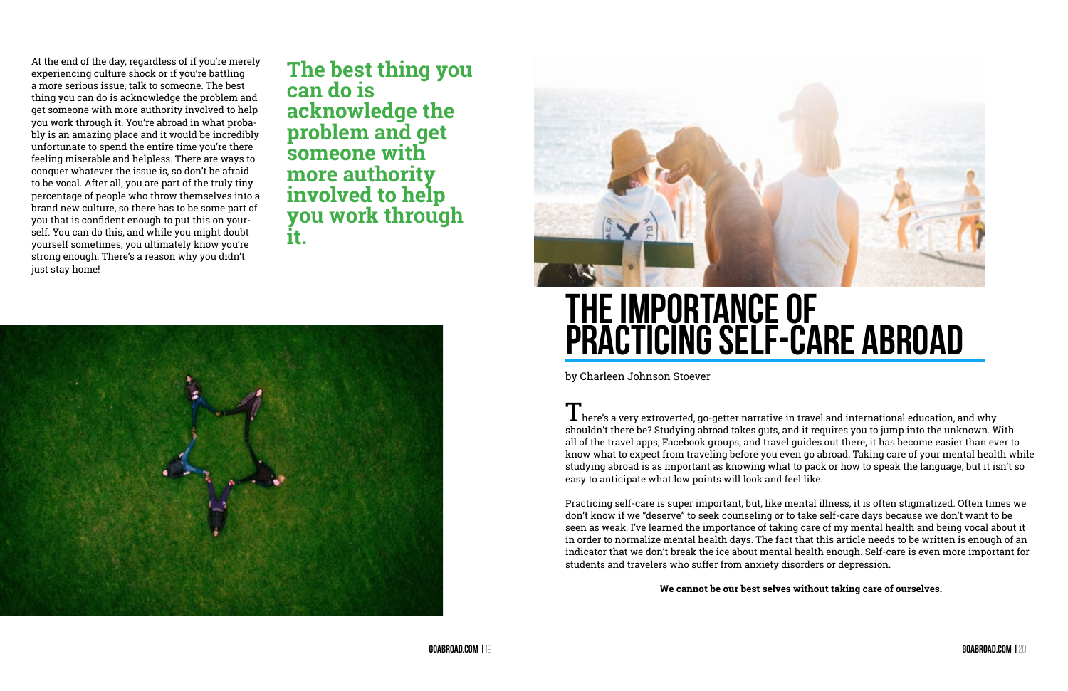At the end of the day, regardless of if you're merely experiencing culture shock or if you're battling a more serious issue, talk to someone. The best thing you can do is acknowledge the problem and get someone with more authority involved to help you work through it. You're abroad in what probably is an amazing place and it would be incredibly unfortunate to spend the entire time you're there feeling miserable and helpless. There are ways to conquer whatever the issue is, so don't be afraid to be vocal. After all, you are part of the truly tiny percentage of people who throw themselves into a brand new culture, so there has to be some part of you that is confident enough to put this on yourself. You can do this, and while you might doubt yourself sometimes, you ultimately know you're strong enough. There's a reason why you didn't just stay home!

**The best thing you can do is acknowledge the problem and get someone with more authority involved to help you work through it.**

# THE IMPORTANCE OF PRACTICING SELF-CARE ABROAD

by Charleen Johnson Stoever

There's a very extroverted, go-getter narrative in travel and international education, and why shouldn't there be? Studying abroad takes guts, and it requires you to jump into the unknown. With all of the travel apps, Facebook groups, and travel guides out there, it has become easier than ever to know what to expect from traveling before you even go abroad. Taking care of your mental health while studying abroad is as important as knowing what to pack or how to speak the language, but it isn't so easy to anticipate what low points will look and feel like.

Practicing self-care is super important, but, like mental illness, it is often stigmatized. Often times we don't know if we "deserve" to seek counseling or to take self-care days because we don't want to be seen as weak. I've learned the importance of taking care of my mental health and being vocal about it in order to normalize mental health days. The fact that this article needs to be written is enough of an indicator that we don't break the ice about mental health enough. Self-care is even more important for students and travelers who suffer from anxiety disorders or depression.

**We cannot be our best selves without taking care of ourselves.**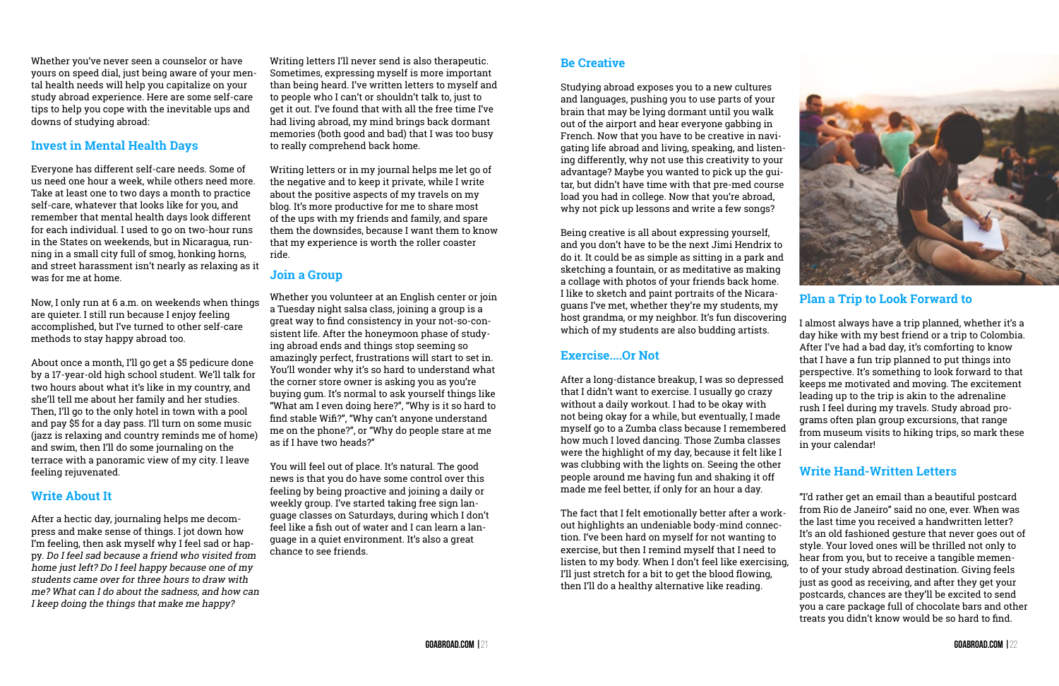Whether you've never seen a counselor or have yours on speed dial, just being aware of your mental health needs will help you capitalize on your study abroad experience. Here are some self-care tips to help you cope with the inevitable ups and downs of studying abroad:

## Invest in Mental Health Days

Everyone has different self-care needs. Some of us need one hour a week, while others need more. Take at least one to two days a month to practice self-care, whatever that looks like for you, and remember that mental health days look different for each individual. I used to go on two-hour runs in the States on weekends, but in Nicaragua, running in a small city full of smog, honking horns, and street harassment isn't nearly as relaxing as it was for me at home.

Now, I only run at 6 a.m. on weekends when things are quieter. I still run because I enjoy feeling accomplished, but I've turned to other self-care methods to stay happy abroad too.

About once a month, I'll go get a $5 pedicure done by a 17-year-old high school student. We'll talk for two hours about what it's like in my country, and she'll tell me about her family and her studies. Then, I'll go to the only hotel in town with a pool and pay $5 for a day pass. I'll turn on some music (jazz is relaxing and country reminds me of home) and swim, then I'll do some journaling on the terrace with a panoramic view of my city. I leave feeling rejuvenated.

## Write About It

After a hectic day, journaling helps me decompress and make sense of things. I jot down how I'm feeling, then ask myself why I feel sad or happy. *Do I feel sad because a friend who visited from home just left? Do I feel happy because one of my students came over for three hours to draw with me? What can I do about the sadness, and how can I keep doing the things that make me happy?*

Writing letters I'll never send is also therapeutic. Sometimes, expressing myself is more important than being heard. I've written letters to myself and to people who I can't or shouldn't talk to, just to get it out. I've found that with all the free time I've had living abroad, my mind brings back dormant memories (both good and bad) that I was too busy to really comprehend back home.

Writing letters or in my journal helps me let go of the negative and to keep it private, while I write about the positive aspects of my travels on my blog. It's more productive for me to share most of the ups with my friends and family, and spare them the downsides, because I want them to know that my experience is worth the roller coaster ride.

## Join a Group

Whether you volunteer at an English center or join a Tuesday night salsa class, joining a group is a great way to find consistency in your not-so-consistent life. After the honeymoon phase of studying abroad ends and things stop seeming so amazingly perfect, frustrations will start to set in. You'll wonder why it's so hard to understand what the corner store owner is asking you as you're buying gum. It's normal to ask yourself things like "What am I even doing here?", "Why is it so hard to find stable Wifi?", "Why can't anyone understand me on the phone?", or "Why do people stare at me as if I have two heads?"

You will feel out of place. It's natural. The good news is that you do have some control over this feeling by being proactive and joining a daily or weekly group. I've started taking free sign language classes on Saturdays, during which I don't feel like a fish out of water and I can learn a language in a quiet environment. It's also a great chance to see friends.

## Be Creative

Studying abroad exposes you to a new cultures and languages, pushing you to use parts of your brain that may be lying dormant until you walk out of the airport and hear everyone gabbing in French. Now that you have to be creative in navigating life abroad and living, speaking, and listening differently, why not use this creativity to your advantage? Maybe you wanted to pick up the guitar, but didn't have time with that pre-med course load you had in college. Now that you're abroad, why not pick up lessons and write a few songs?

Being creative is all about expressing yourself, and you don't have to be the next Jimi Hendrix to do it. It could be as simple as sitting in a park and sketching a fountain, or as meditative as making a collage with photos of your friends back home. I like to sketch and paint portraits of the Nicaraguans I've met, whether they're my students, my host grandma, or my neighbor. It's fun discovering which of my students are also budding artists.

## Exercise....Or Not

After a long-distance breakup, I was so depressed that I didn't want to exercise. I usually go crazy without a daily workout. I had to be okay with not being okay for a while, but eventually, I made myself go to a Zumba class because I remembered how much I loved dancing. Those Zumba classes were the highlight of my day, because it felt like I was clubbing with the lights on. Seeing the other people around me having fun and shaking it off made me feel better, if only for an hour a day.

The fact that I felt emotionally better after a workout highlights an undeniable body-mind connection. I've been hard on myself for not wanting to exercise, but then I remind myself that I need to listen to my body. When I don't feel like exercising, I'll just stretch for a bit to get the blood flowing, then I'll do a healthy alternative like reading.

## Plan a Trip to Look Forward to

I almost always have a trip planned, whether it's a day hike with my best friend or a trip to Colombia. After I've had a bad day, it's comforting to know that I have a fun trip planned to put things into perspective. It's something to look forward to that keeps me motivated and moving. The excitement leading up to the trip is akin to the adrenaline rush I feel during my travels. Study abroad programs often plan group excursions, that range from museum visits to hiking trips, so mark these in your calendar!

## Write Hand-Written Letters

"I'd rather get an email than a beautiful postcard from Rio de Janeiro" said no one, ever. When was the last time you received a handwritten letter? It's an old fashioned gesture that never goes out of style. Your loved ones will be thrilled not only to hear from you, but to receive a tangible memento of your study abroad destination. Giving feels just as good as receiving, and after they get your postcards, chances are they'll be excited to send you a care package full of chocolate bars and other treats you didn't know would be so hard to find.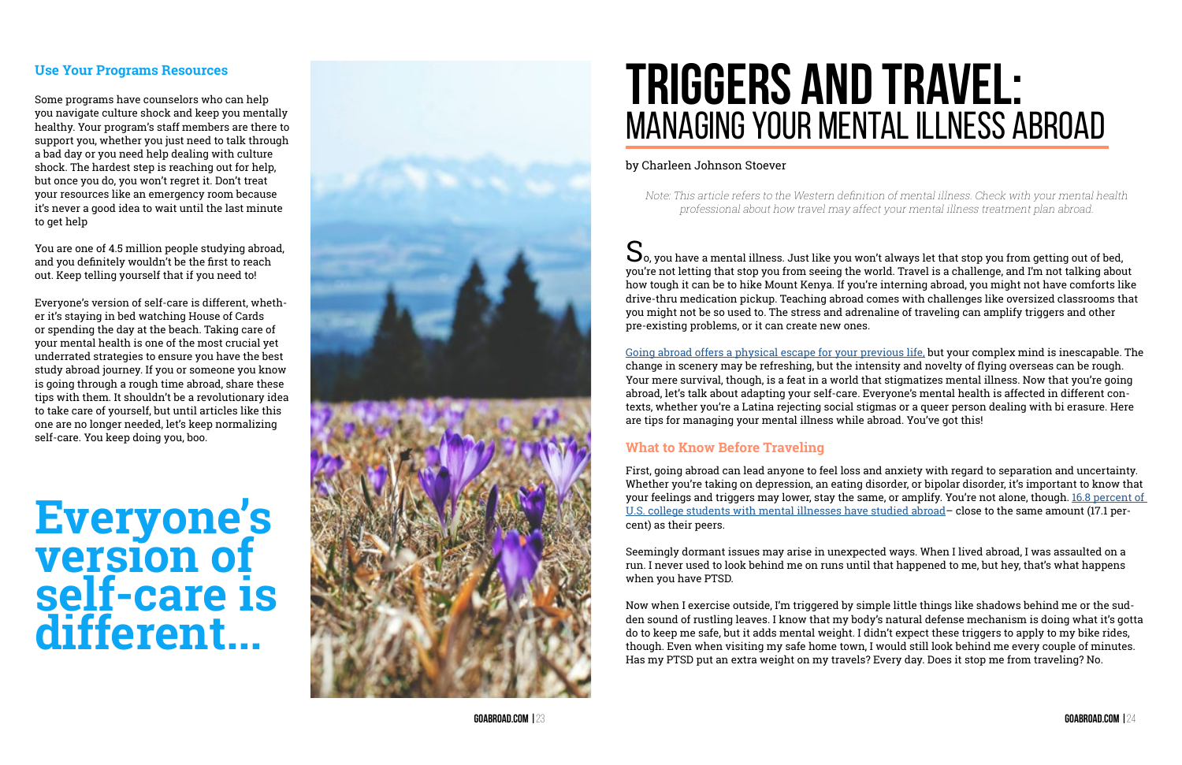## Use Your Programs Resources

Some programs have counselors who can help you navigate culture shock and keep you mentally healthy. Your program's staff members are there to support you, whether you just need to talk through a bad day or you need help dealing with culture shock. The hardest step is reaching out for help, but once you do, you won't regret it. Don't treat your resources like an emergency room because it's never a good idea to wait until the last minute to get help

You are one of 4.5 million people studying abroad, and you definitely wouldn't be the first to reach out. Keep telling yourself that if you need to!

Everyone's version of self-care is different, whether it's staying in bed watching House of Cards or spending the day at the beach. Taking care of your mental health is one of the most crucial yet underrated strategies to ensure you have the best study abroad journey. If you or someone you know is going through a rough time abroad, share these tips with them. It shouldn't be a revolutionary idea to take care of yourself, but until articles like this one are no longer needed, let's keep normalizing self-care. You keep doing you, boo.

**Everyone's version of self-care is different...**

# TRIGGERS AND TRAVEL: MANAGING YOUR MENTAL ILLNESS ABROAD

by Charleen Johnson Stoever

*Note: This article refers to the Western definition of mental illness. Check with your mental health professional about how travel may affect your mental illness treatment plan abroad.*

So, you have a mental illness. Just like you won't always let that stop you from getting out of bed, you're not letting that stop you from seeing the world. Travel is a challenge, and I'm not talking about how tough it can be to hike Mount Kenya. If you're interning abroad, you might not have comforts like drive-thru medication pickup. Teaching abroad comes with challenges like oversized classrooms that you might not be so used to. The stress and adrenaline of traveling can amplify triggers and other pre-existing problems, or it can create new ones.

Going abroad offers a physical escape for your previous life, but your complex mind is inescapable. The change in scenery may be refreshing, but the intensity and novelty of flying overseas can be rough. Your mere survival, though, is a feat in a world that stigmatizes mental illness. Now that you're going abroad, let's talk about adapting your self-care. Everyone's mental health is affected in different contexts, whether you're a Latina rejecting social stigmas or a queer person dealing with bi erasure. Here are tips for managing your mental illness while abroad. You've got this!

## What to Know Before Traveling

First, going abroad can lead anyone to feel loss and anxiety with regard to separation and uncertainty. Whether you're taking on depression, an eating disorder, or bipolar disorder, it's important to know that your feelings and triggers may lower, stay the same, or amplify. You're not alone, though. 16.8 percent of U.S. college students with mental illnesses have studied abroad– close to the same amount (17.1 percent) as their peers.

Seemingly dormant issues may arise in unexpected ways. When I lived abroad, I was assaulted on a run. I never used to look behind me on runs until that happened to me, but hey, that's what happens when you have PTSD.

Now when I exercise outside, I'm triggered by simple little things like shadows behind me or the sudden sound of rustling leaves. I know that my body's natural defense mechanism is doing what it's gotta do to keep me safe, but it adds mental weight. I didn't expect these triggers to apply to my bike rides, though. Even when visiting my safe home town, I would still look behind me every couple of minutes. Has my PTSD put an extra weight on my travels? Every day. Does it stop me from traveling? No.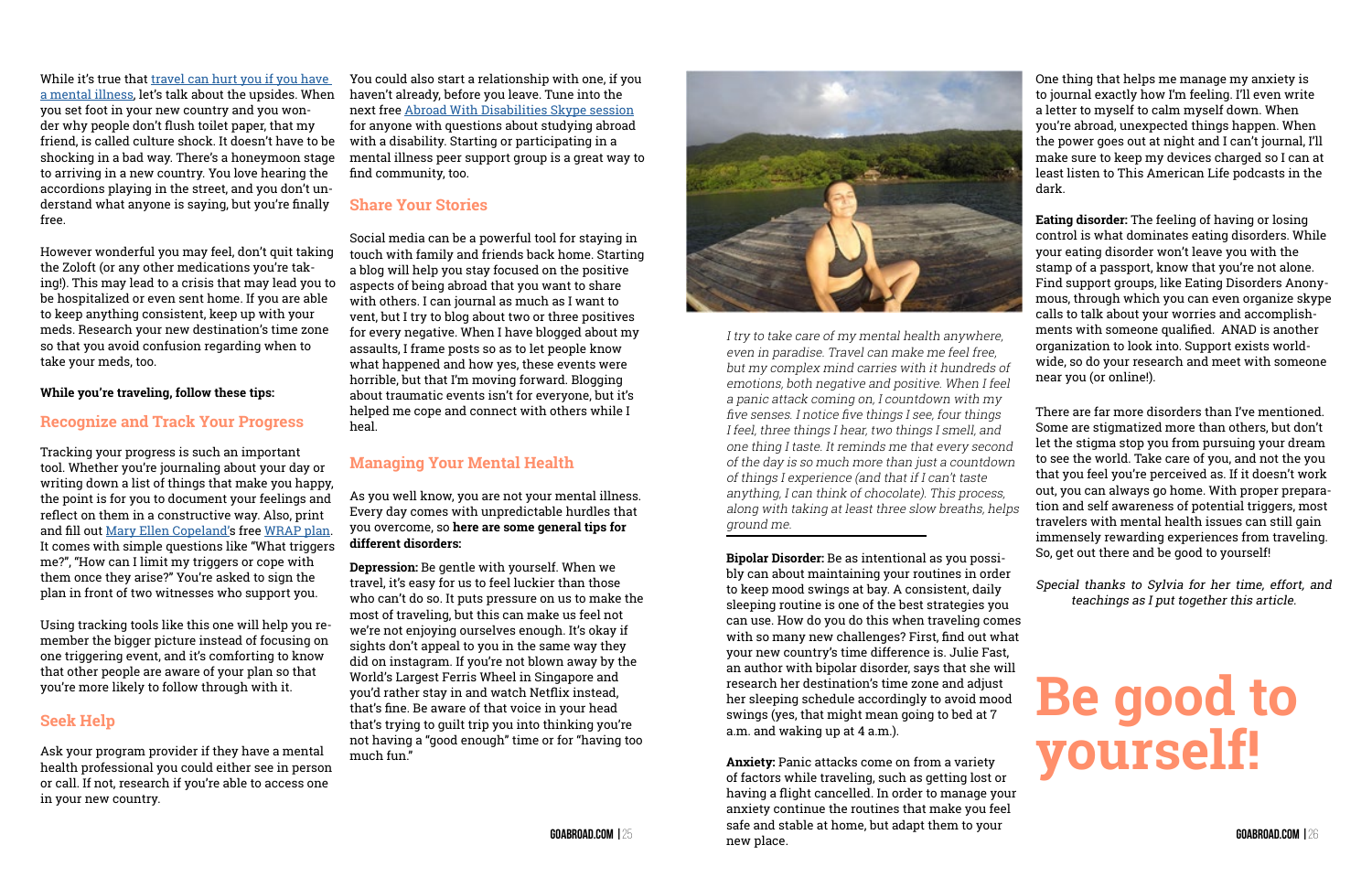While it's true that [travel can hurt you if you have a mental illness](), let's talk about the upsides. When you set foot in your new country and you wonder why people don't flush toilet paper, that my friend, is called culture shock. It doesn't have to be shocking in a bad way. There's a honeymoon stage to arriving in a new country. You love hearing the accordions playing in the street, and you don't understand what anyone is saying, but you're finally free.

However wonderful you may feel, don't quit taking the Zoloft (or any other medications you're taking!). This may lead to a crisis that may lead you to be hospitalized or even sent home. If you are able to keep anything consistent, keep up with your meds. Research your new destination's time zone so that you avoid confusion regarding when to take your meds, too.

**While you're traveling, follow these tips:**

## Recognize and Track Your Progress

Tracking your progress is such an important tool. Whether you're journaling about your day or writing down a list of things that make you happy, the point is for you to document your feelings and reflect on them in a constructive way. Also, print and fill out [Mary Ellen Copeland]()'s free [WRAP plan](). It comes with simple questions like "What triggers me?", "How can I limit my triggers or cope with them once they arise?" You're asked to sign the plan in front of two witnesses who support you.

Using tracking tools like this one will help you remember the bigger picture instead of focusing on one triggering event, and it's comforting to know that other people are aware of your plan so that you're more likely to follow through with it.

## Seek Help

Ask your program provider if they have a mental health professional you could either see in person or call. If not, research if you're able to access one in your new country.

You could also start a relationship with one, if you haven't already, before you leave. Tune into the next free [Abroad With Disabilities Skype session]() for anyone with questions about studying abroad with a disability. Starting or participating in a mental illness peer support group is a great way to find community, too.

## Share Your Stories

Social media can be a powerful tool for staying in touch with family and friends back home. Starting a blog will help you stay focused on the positive aspects of being abroad that you want to share with others. I can journal as much as I want to vent, but I try to blog about two or three positives for every negative. When I have blogged about my assaults, I frame posts so as to let people know what happened and how yes, these events were horrible, but that I'm moving forward. Blogging about traumatic events isn't for everyone, but it's helped me cope and connect with others while I heal.

## Managing Your Mental Health

As you well know, you are not your mental illness. Every day comes with unpredictable hurdles that you overcome, so **here are some general tips for different disorders:**

**Depression:** Be gentle with yourself. When we travel, it's easy for us to feel luckier than those who can't do so. It puts pressure on us to make the most of traveling, but this can make us feel not we're not enjoying ourselves enough. It's okay if sights don't appeal to you in the same way they did on instagram. If you're not blown away by the World's Largest Ferris Wheel in Singapore and you'd rather stay in and watch Netflix instead, that's fine. Be aware of that voice in your head that's trying to guilt trip you into thinking you're not having a "good enough" time or for "having too much fun."

*I try to take care of my mental health anywhere, even in paradise. Travel can make me feel free, but my complex mind carries with it hundreds of emotions, both negative and positive. When I feel a panic attack coming on, I countdown with my five senses. I notice five things I see, four things I feel, three things I hear, two things I smell, and one thing I taste. It reminds me that every second of the day is so much more than just a countdown of things I experience (and that if I can't taste anything, I can think of chocolate). This process, along with taking at least three slow breaths, helps ground me.*

**Bipolar Disorder:** Be as intentional as you possibly can about maintaining your routines in order to keep mood swings at bay. A consistent, daily sleeping routine is one of the best strategies you can use. How do you do this when traveling comes with so many new challenges? First, find out what your new country's time difference is. Julie Fast, an author with bipolar disorder, says that she will research her destination's time zone and adjust her sleeping schedule accordingly to avoid mood swings (yes, that might mean going to bed at 7 a.m. and waking up at 4 a.m.).

**Anxiety:** Panic attacks come on from a variety of factors while traveling, such as getting lost or having a flight cancelled. In order to manage your anxiety continue the routines that make you feel safe and stable at home, but adapt them to your new place.

One thing that helps me manage my anxiety is to journal exactly how I'm feeling. I'll even write a letter to myself to calm myself down. When you're abroad, unexpected things happen. When the power goes out at night and I can't journal, I'll make sure to keep my devices charged so I can at least listen to This American Life podcasts in the dark.

**Eating disorder:** The feeling of having or losing control is what dominates eating disorders. While your eating disorder won't leave you with the stamp of a passport, know that you're not alone. Find support groups, like Eating Disorders Anonymous, through which you can even organize skype calls to talk about your worries and accomplishments with someone qualified. ANAD is another organization to look into. Support exists worldwide, so do your research and meet with someone near you (or online!).

There are far more disorders than I've mentioned. Some are stigmatized more than others, but don't let the stigma stop you from pursuing your dream to see the world. Take care of you, and not the you that you feel you're perceived as. If it doesn't work out, you can always go home. With proper preparation and self awareness of potential triggers, most travelers with mental health issues can still gain immensely rewarding experiences from traveling. So, get out there and be good to yourself!

*Special thanks to Sylvia for her time, effort, and teachings as I put together this article.*

# Be good to yourself!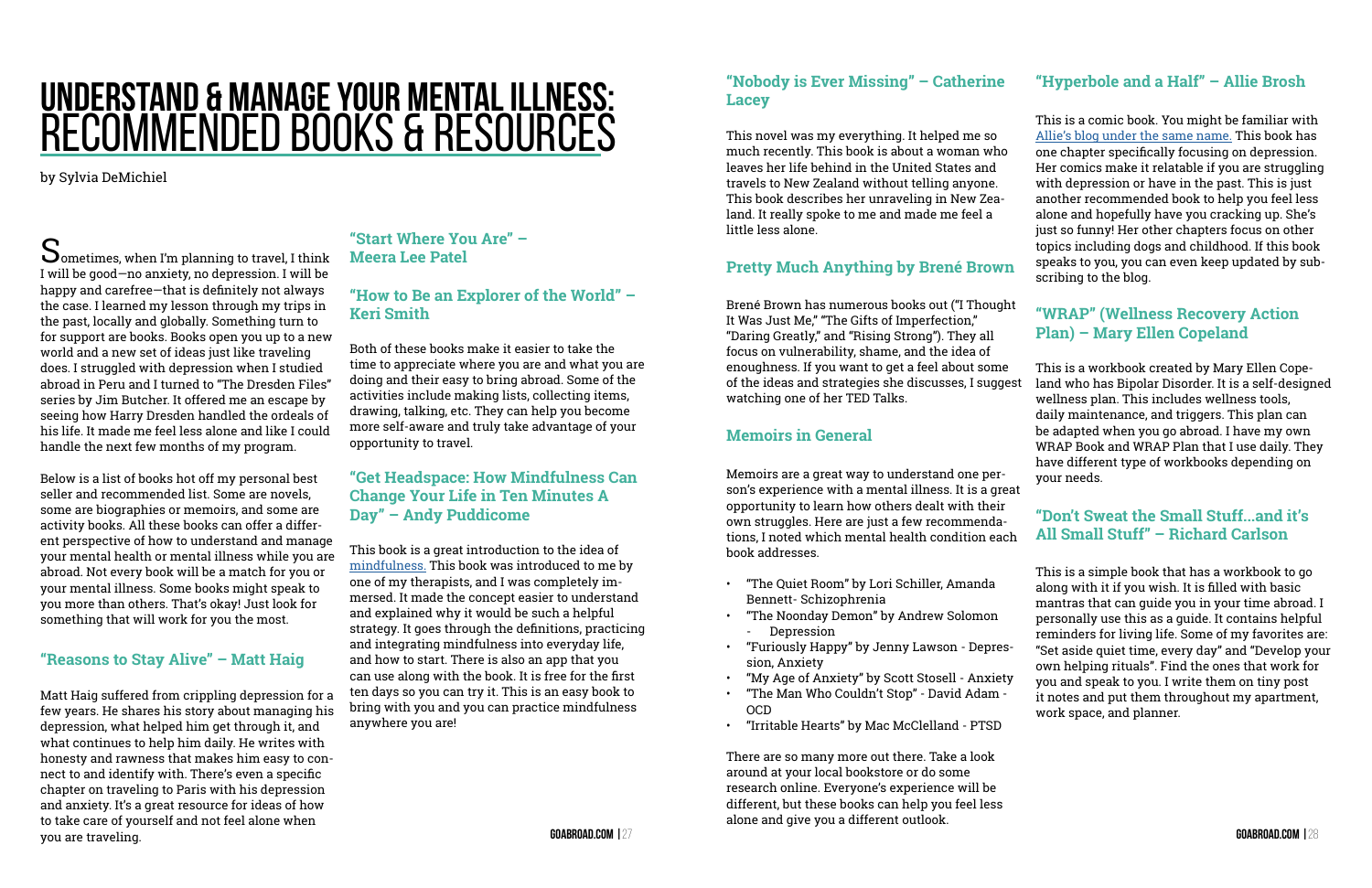# UNDERSTAND & MANAGE YOUR MENTAL ILLNESS: RECOMMENDED BOOKS & RESOURCES

by Sylvia DeMichiel

Sometimes, when I'm planning to travel, I think I will be good—no anxiety, no depression. I will be happy and carefree—that is definitely not always the case. I learned my lesson through my trips in the past, locally and globally. Something turn to for support are books. Books open you up to a new world and a new set of ideas just like traveling does. I struggled with depression when I studied abroad in Peru and I turned to "The Dresden Files" series by Jim Butcher. It offered me an escape by seeing how Harry Dresden handled the ordeals of his life. It made me feel less alone and like I could handle the next few months of my program.

Below is a list of books hot off my personal best seller and recommended list. Some are novels, some are biographies or memoirs, and some are activity books. All these books can offer a different perspective of how to understand and manage your mental health or mental illness while you are abroad. Not every book will be a match for you or your mental illness. Some books might speak to you more than others. That's okay! Just look for something that will work for you the most.

### "Reasons to Stay Alive" – Matt Haig

Matt Haig suffered from crippling depression for a few years. He shares his story about managing his depression, what helped him get through it, and what continues to help him daily. He writes with honesty and rawness that makes him easy to connect to and identify with. There's even a specific chapter on traveling to Paris with his depression and anxiety. It's a great resource for ideas of how to take care of yourself and not feel alone when you are traveling.

### "Start Where You Are" – Meera Lee Patel

### "How to Be an Explorer of the World" – Keri Smith

Both of these books make it easier to take the time to appreciate where you are and what you are doing and their easy to bring abroad. Some of the activities include making lists, collecting items, drawing, talking, etc. They can help you become more self-aware and truly take advantage of your opportunity to travel.

### "Get Headspace: How Mindfulness Can Change Your Life in Ten Minutes A Day" – Andy Puddicome

This book is a great introduction to the idea of mindfulness. This book was introduced to me by one of my therapists, and I was completely immersed. It made the concept easier to understand and explained why it would be such a helpful strategy. It goes through the definitions, practicing and integrating mindfulness into everyday life, and how to start. There is also an app that you can use along with the book. It is free for the first ten days so you can try it. This is an easy book to bring with you and you can practice mindfulness anywhere you are!

### "Nobody is Ever Missing" – Catherine Lacey

This novel was my everything. It helped me so much recently. This book is about a woman who leaves her life behind in the United States and travels to New Zealand without telling anyone. This book describes her unraveling in New Zealand. It really spoke to me and made me feel a little less alone.

### Pretty Much Anything by Brené Brown

Brené Brown has numerous books out ("I Thought It Was Just Me," "The Gifts of Imperfection," "Daring Greatly," and "Rising Strong"). They all focus on vulnerability, shame, and the idea of enoughness. If you want to get a feel about some of the ideas and strategies she discusses, I suggest watching one of her TED Talks.

### Memoirs in General

Memoirs are a great way to understand one person's experience with a mental illness. It is a great opportunity to learn how others dealt with their own struggles. Here are just a few recommendations, I noted which mental health condition each book addresses.

- "The Quiet Room" by Lori Schiller, Amanda Bennett- Schizophrenia
- "The Noonday Demon" by Andrew Solomon - Depression
- "Furiously Happy" by Jenny Lawson - Depression, Anxiety
- "My Age of Anxiety" by Scott Stosell - Anxiety
- "The Man Who Couldn't Stop" - David Adam - OCD
- "Irritable Hearts" by Mac McClelland - PTSD

There are so many more out there. Take a look around at your local bookstore or do some research online. Everyone's experience will be different, but these books can help you feel less alone and give you a different outlook.

### "Hyperbole and a Half" – Allie Brosh

This is a comic book. You might be familiar with Allie's blog under the same name. This book has one chapter specifically focusing on depression. Her comics make it relatable if you are struggling with depression or have in the past. This is just another recommended book to help you feel less alone and hopefully have you cracking up. She's just so funny! Her other chapters focus on other topics including dogs and childhood. If this book speaks to you, you can even keep updated by subscribing to the blog.

### "WRAP" (Wellness Recovery Action Plan) – Mary Ellen Copeland

This is a workbook created by Mary Ellen Copeland who has Bipolar Disorder. It is a self-designed wellness plan. This includes wellness tools, daily maintenance, and triggers. This plan can be adapted when you go abroad. I have my own WRAP Book and WRAP Plan that I use daily. They have different type of workbooks depending on your needs.

### "Don't Sweat the Small Stuff...and it's All Small Stuff" – Richard Carlson

This is a simple book that has a workbook to go along with it if you wish. It is filled with basic mantras that can guide you in your time abroad. I personally use this as a guide. It contains helpful reminders for living life. Some of my favorites are: "Set aside quiet time, every day" and "Develop your own helping rituals". Find the ones that work for you and speak to you. I write them on tiny post it notes and put them throughout my apartment, work space, and planner.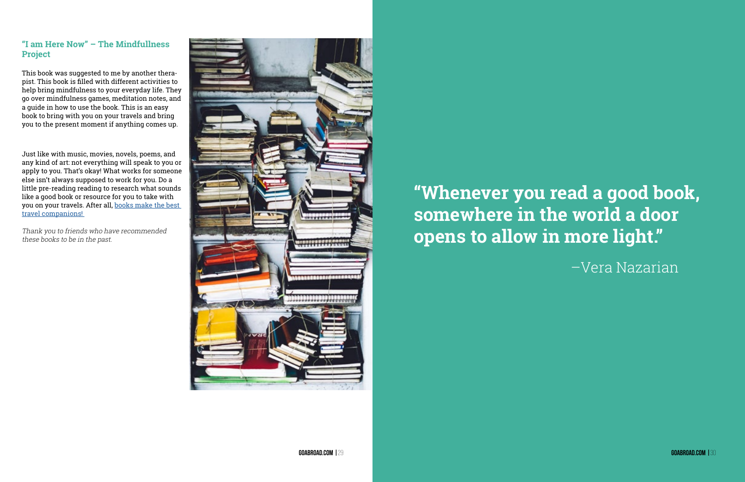### "I am Here Now" – The Mindfulness Project

This book was suggested to me by another therapist. This book is filled with different activities to help bring mindfulness to your everyday life. They go over mindfulness games, meditation notes, and a guide in how to use the book. This is an easy book to bring with you on your travels and bring you to the present moment if anything comes up.

Just like with music, movies, novels, poems, and any kind of art: not everything will speak to you or apply to you. That's okay! What works for someone else isn't always supposed to work for you. Do a little pre-reading reading to research what sounds like a good book or resource for you to take with you on your travels. After all, books make the best travel companions!

*Thank you to friends who have recommended these books to be in the past.*

**"Whenever you read a good book, somewhere in the world a door opens to allow in more light."**

–Vera Nazarian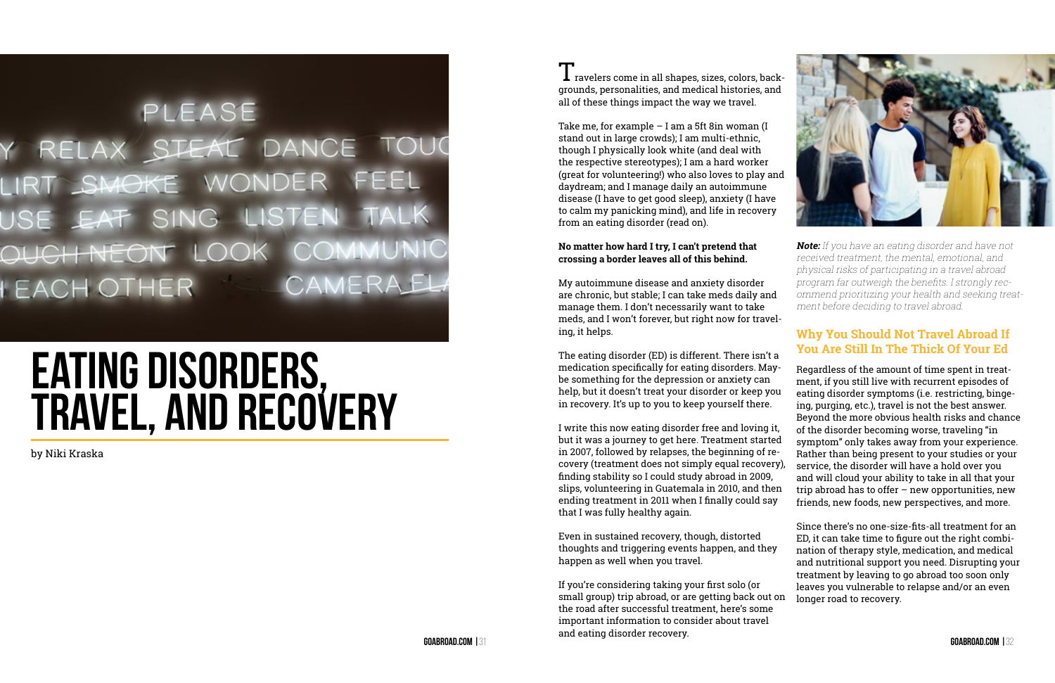# EATING DISORDERS, TRAVEL, AND RECOVERY

by Niki Kraska

Travelers come in all shapes, sizes, colors, backgrounds, personalities, and medical histories, and all of these things impact the way we travel.

Take me, for example – I am a 5ft 8in woman (I stand out in large crowds); I am multi-ethnic, though I physically look white (and deal with the respective stereotypes); I am a hard worker (great for volunteering!) who also loves to play and daydream; and I manage daily an autoimmune disease (I have to get good sleep), anxiety (I have to calm my panicking mind), and life in recovery from an eating disorder (read on).

**No matter how hard I try, I can't pretend that crossing a border leaves all of this behind.**

My autoimmune disease and anxiety disorder are chronic, but stable; I can take meds daily and manage them. I don't necessarily want to take meds, and I won't forever, but right now for traveling, it helps.

The eating disorder (ED) is different. There isn't a medication specifically for eating disorders. Maybe something for the depression or anxiety can help, but it doesn't treat your disorder or keep you in recovery. It's up to you to keep yourself there.

I write this now eating disorder free and loving it, but it was a journey to get here. Treatment started in 2007, followed by relapses, the beginning of recovery (treatment does not simply equal recovery), finding stability so I could study abroad in 2009, slips, volunteering in Guatemala in 2010, and then ending treatment in 2011 when I finally could say that I was fully healthy again.

Even in sustained recovery, though, distorted thoughts and triggering events happen, and they happen as well when you travel.

If you're considering taking your first solo (or small group) trip abroad, or are getting back out on the road after successful treatment, here's some important information to consider about travel and eating disorder recovery.

***Note:*** *If you have an eating disorder and have not received treatment, the mental, emotional, and physical risks of participating in a travel abroad program far outweigh the benefits. I strongly recommend prioritizing your health and seeking treatment before deciding to travel abroad.*

## Why You Should Not Travel Abroad If You Are Still In The Thick Of Your Ed

Regardless of the amount of time spent in treatment, if you still live with recurrent episodes of eating disorder symptoms (i.e. restricting, bingeing, purging, etc.), travel is not the best answer. Beyond the more obvious health risks and chance of the disorder becoming worse, traveling "in symptom" only takes away from your experience. Rather than being present to your studies or your service, the disorder will have a hold over you and will cloud your ability to take in all that your trip abroad has to offer – new opportunities, new friends, new foods, new perspectives, and more.

Since there's no one-size-fits-all treatment for an ED, it can take time to figure out the right combination of therapy style, medication, and medical and nutritional support you need. Disrupting your treatment by leaving to go abroad too soon only leaves you vulnerable to relapse and/or an even longer road to recovery.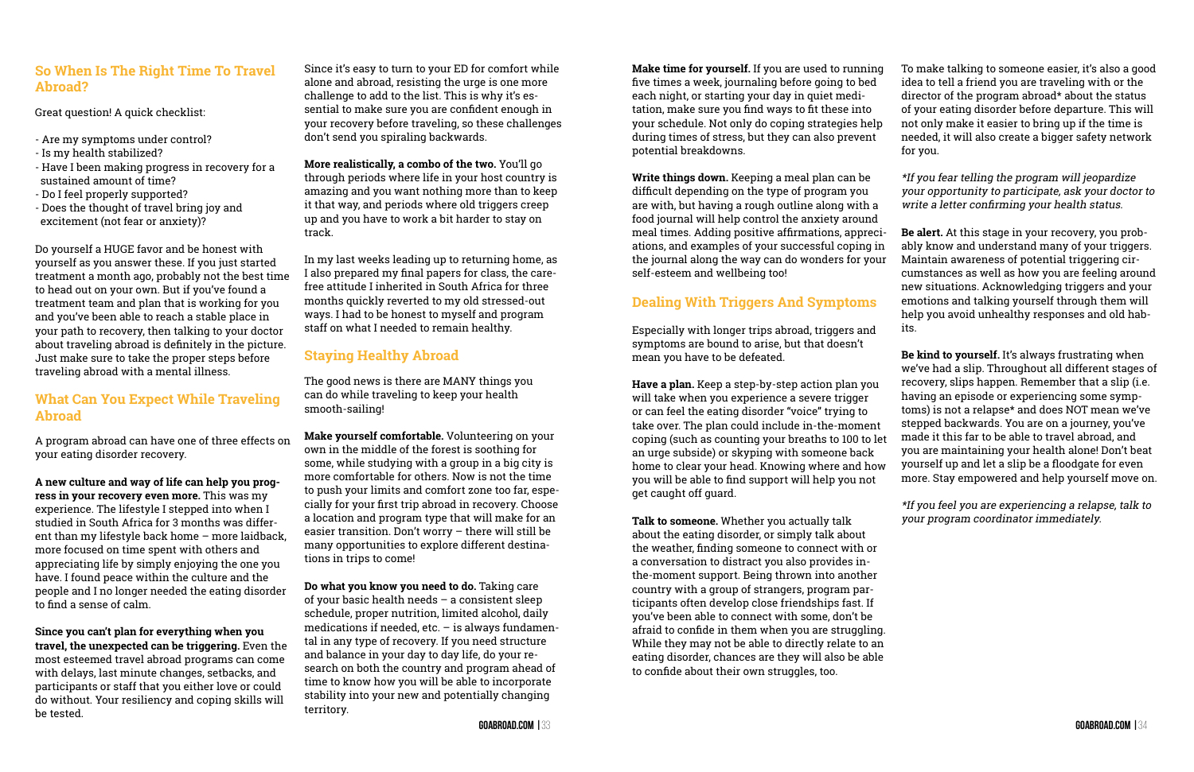## So When Is The Right Time To Travel Abroad?

Great question! A quick checklist:

- Are my symptoms under control?
- Is my health stabilized?
- Have I been making progress in recovery for a sustained amount of time?
- Do I feel properly supported?
- Does the thought of travel bring joy and excitement (not fear or anxiety)?

Do yourself a HUGE favor and be honest with yourself as you answer these. If you just started treatment a month ago, probably not the best time to head out on your own. But if you've found a treatment team and plan that is working for you and you've been able to reach a stable place in your path to recovery, then talking to your doctor about traveling abroad is definitely in the picture. Just make sure to take the proper steps before traveling abroad with a mental illness.

## What Can You Expect While Traveling Abroad

A program abroad can have one of three effects on your eating disorder recovery.

**A new culture and way of life can help you progress in your recovery even more.** This was my experience. The lifestyle I stepped into when I studied in South Africa for 3 months was different than my lifestyle back home – more laidback, more focused on time spent with others and appreciating life by simply enjoying the one you have. I found peace within the culture and the people and I no longer needed the eating disorder to find a sense of calm.

**Since you can't plan for everything when you travel, the unexpected can be triggering.** Even the most esteemed travel abroad programs can come with delays, last minute changes, setbacks, and participants or staff that you either love or could do without. Your resiliency and coping skills will be tested.

Since it's easy to turn to your ED for comfort while alone and abroad, resisting the urge is one more challenge to add to the list. This is why it's essential to make sure you are confident enough in your recovery before traveling, so these challenges don't send you spiraling backwards.

**More realistically, a combo of the two.** You'll go through periods where life in your host country is amazing and you want nothing more than to keep it that way, and periods where old triggers creep up and you have to work a bit harder to stay on track.

In my last weeks leading up to returning home, as I also prepared my final papers for class, the carefree attitude I inherited in South Africa for three months quickly reverted to my old stressed-out ways. I had to be honest to myself and program staff on what I needed to remain healthy.

## Staying Healthy Abroad

The good news is there are MANY things you can do while traveling to keep your health smooth-sailing!

**Make yourself comfortable.** Volunteering on your own in the middle of the forest is soothing for some, while studying with a group in a big city is more comfortable for others. Now is not the time to push your limits and comfort zone too far, especially for your first trip abroad in recovery. Choose a location and program type that will make for an easier transition. Don't worry – there will still be many opportunities to explore different destinations in trips to come!

**Do what you know you need to do.** Taking care of your basic health needs – a consistent sleep schedule, proper nutrition, limited alcohol, daily medications if needed, etc. – is always fundamental in any type of recovery. If you need structure and balance in your day to day life, do your research on both the country and program ahead of time to know how you will be able to incorporate stability into your new and potentially changing territory.

**Make time for yourself.** If you are used to running five times a week, journaling before going to bed each night, or starting your day in quiet meditation, make sure you find ways to fit these into your schedule. Not only do coping strategies help during times of stress, but they can also prevent potential breakdowns.

**Write things down.** Keeping a meal plan can be difficult depending on the type of program you are with, but having a rough outline along with a food journal will help control the anxiety around meal times. Adding positive affirmations, appreciations, and examples of your successful coping in the journal along the way can do wonders for your self-esteem and wellbeing too!

## Dealing With Triggers And Symptoms

Especially with longer trips abroad, triggers and symptoms are bound to arise, but that doesn't mean you have to be defeated.

**Have a plan.** Keep a step-by-step action plan you will take when you experience a severe trigger or can feel the eating disorder "voice" trying to take over. The plan could include in-the-moment coping (such as counting your breaths to 100 to let an urge subside) or skyping with someone back home to clear your head. Knowing where and how you will be able to find support will help you not get caught off guard.

**Talk to someone.** Whether you actually talk about the eating disorder, or simply talk about the weather, finding someone to connect with or a conversation to distract you also provides in-the-moment support. Being thrown into another country with a group of strangers, program participants often develop close friendships fast. If you've been able to connect with some, don't be afraid to confide in them when you are struggling. While they may not be able to directly relate to an eating disorder, chances are they will also be able to confide about their own struggles, too.

To make talking to someone easier, it's also a good idea to tell a friend you are traveling with or the director of the program abroad* about the status of your eating disorder before departure. This will not only make it easier to bring up if the time is needed, it will also create a bigger safety network for you.

*\*If you fear telling the program will jeopardize your opportunity to participate, ask your doctor to write a letter confirming your health status.*

**Be alert.** At this stage in your recovery, you probably know and understand many of your triggers. Maintain awareness of potential triggering circumstances as well as how you are feeling around new situations. Acknowledging triggers and your emotions and talking yourself through them will help you avoid unhealthy responses and old habits.

**Be kind to yourself.** It's always frustrating when we've had a slip. Throughout all different stages of recovery, slips happen. Remember that a slip (i.e. having an episode or experiencing some symptoms) is not a relapse* and does NOT mean we've stepped backwards. You are on a journey, you've made it this far to be able to travel abroad, and you are maintaining your health alone! Don't beat yourself up and let a slip be a floodgate for even more. Stay empowered and help yourself move on.

*\*If you feel you are experiencing a relapse, talk to your program coordinator immediately.*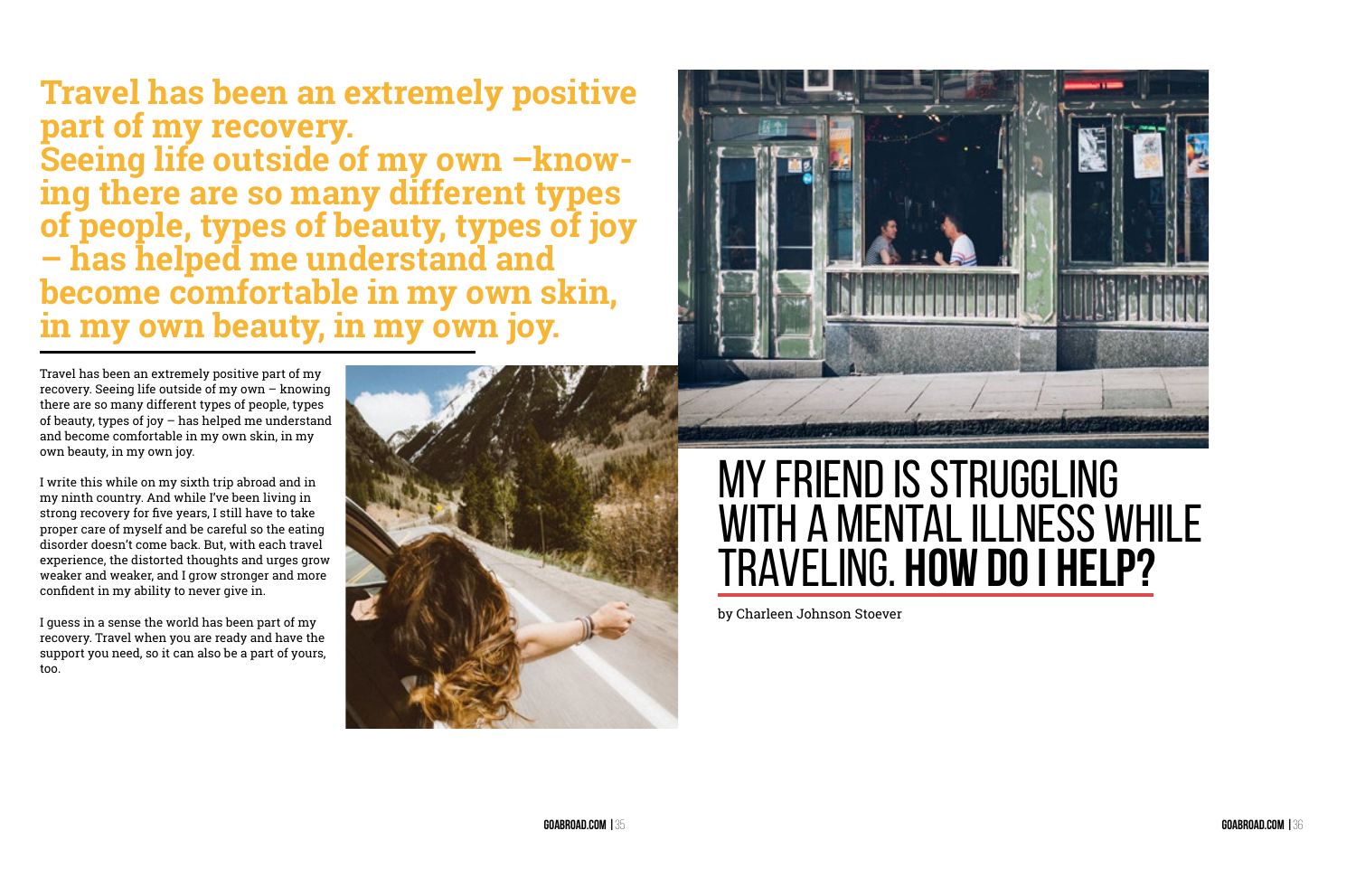**Travel has been an extremely positive part of my recovery. Seeing life outside of my own –knowing there are so many different types of people, types of beauty, types of joy – has helped me understand and become comfortable in my own skin, in my own beauty, in my own joy.**

Travel has been an extremely positive part of my recovery. Seeing life outside of my own – knowing there are so many different types of people, types of beauty, types of joy – has helped me understand and become comfortable in my own skin, in my own beauty, in my own joy.

I write this while on my sixth trip abroad and in my ninth country. And while I've been living in strong recovery for five years, I still have to take proper care of myself and be careful so the eating disorder doesn't come back. But, with each travel experience, the distorted thoughts and urges grow weaker and weaker, and I grow stronger and more confident in my ability to never give in.

I guess in a sense the world has been part of my recovery. Travel when you are ready and have the support you need, so it can also be a part of yours, too.

# MY FRIEND IS STRUGGLING WITH A MENTAL ILLNESS WHILE TRAVELING. **HOW DO I HELP?**

by Charleen Johnson Stoever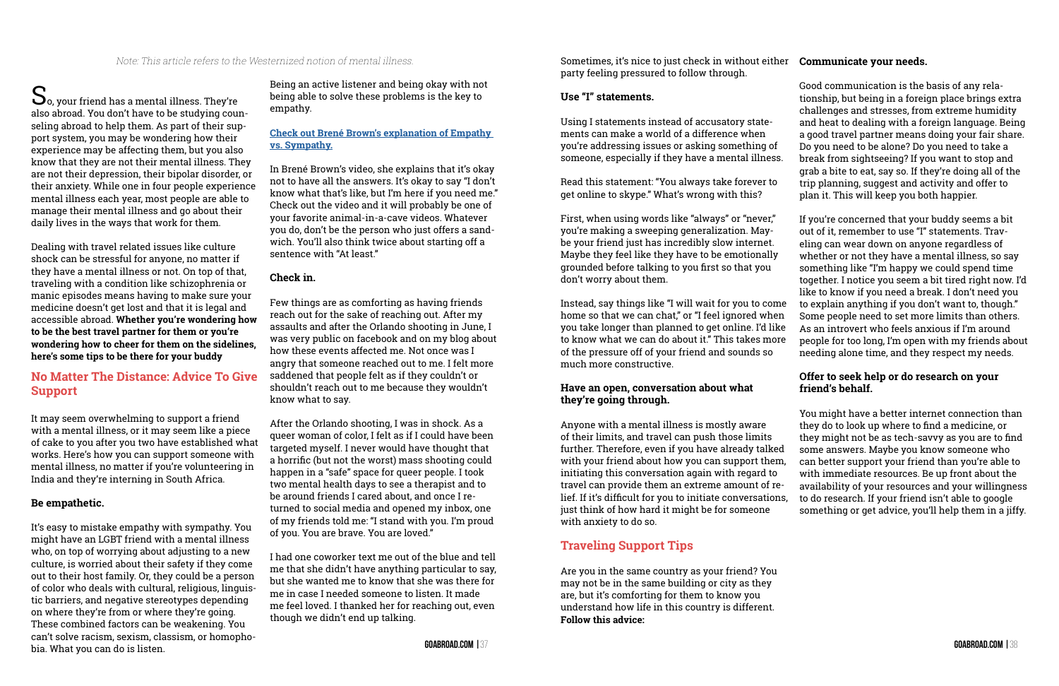*Note: This article refers to the Westernized notion of mental illness.*

So, your friend has a mental illness. They're also abroad. You don't have to be studying counseling abroad to help them. As part of their support system, you may be wondering how their experience may be affecting them, but you also know that they are not their mental illness. They are not their depression, their bipolar disorder, or their anxiety. While one in four people experience mental illness each year, most people are able to manage their mental illness and go about their daily lives in the ways that work for them.

Dealing with travel related issues like culture shock can be stressful for anyone, no matter if they have a mental illness or not. On top of that, traveling with a condition like schizophrenia or manic episodes means having to make sure your medicine doesn't get lost and that it is legal and accessible abroad. **Whether you're wondering how to be the best travel partner for them or you're wondering how to cheer for them on the sidelines, here's some tips to be there for your buddy**

## No Matter The Distance: Advice To Give Support

It may seem overwhelming to support a friend with a mental illness, or it may seem like a piece of cake to you after you two have established what works. Here's how you can support someone with mental illness, no matter if you're volunteering in India and they're interning in South Africa.

**Be empathetic.**

It's easy to mistake empathy with sympathy. You might have an LGBT friend with a mental illness who, on top of worrying about adjusting to a new culture, is worried about their safety if they come out to their host family. Or, they could be a person of color who deals with cultural, religious, linguistic barriers, and negative stereotypes depending on where they're from or where they're going. These combined factors can be weakening. You can't solve racism, sexism, classism, or homophobia. What you can do is listen.

Being an active listener and being okay with not being able to solve these problems is the key to empathy.

**Check out Brené Brown's explanation of Empathy vs. Sympathy.**

In Brené Brown's video, she explains that it's okay not to have all the answers. It's okay to say "I don't know what that's like, but I'm here if you need me." Check out the video and it will probably be one of your favorite animal-in-a-cave videos. Whatever you do, don't be the person who just offers a sandwich. You'll also think twice about starting off a sentence with "At least."

**Check in.**

Few things are as comforting as having friends reach out for the sake of reaching out. After my assaults and after the Orlando shooting in June, I was very public on facebook and on my blog about how these events affected me. Not once was I angry that someone reached out to me. I felt more saddened that people felt as if they couldn't or shouldn't reach out to me because they wouldn't know what to say.

After the Orlando shooting, I was in shock. As a queer woman of color, I felt as if I could have been targeted myself. I never would have thought that a horrific (but not the worst) mass shooting could happen in a "safe" space for queer people. I took two mental health days to see a therapist and to be around friends I cared about, and once I returned to social media and opened my inbox, one of my friends told me: "I stand with you. I'm proud of you. You are brave. You are loved."

I had one coworker text me out of the blue and tell me that she didn't have anything particular to say, but she wanted me to know that she was there for me in case I needed someone to listen. It made me feel loved. I thanked her for reaching out, even though we didn't end up talking.

Sometimes, it's nice to just check in without either party feeling pressured to follow through.

**Use "I" statements.**

Using I statements instead of accusatory statements can make a world of a difference when you're addressing issues or asking something of someone, especially if they have a mental illness.

Read this statement: "You always take forever to get online to skype." What's wrong with this?

First, when using words like "always" or "never," you're making a sweeping generalization. Maybe your friend just has incredibly slow internet. Maybe they feel like they have to be emotionally grounded before talking to you first so that you don't worry about them.

Instead, say things like "I will wait for you to come home so that we can chat," or "I feel ignored when you take longer than planned to get online. I'd like to know what we can do about it." This takes more of the pressure off of your friend and sounds so much more constructive.

**Have an open, conversation about what they're going through.**

Anyone with a mental illness is mostly aware of their limits, and travel can push those limits further. Therefore, even if you have already talked with your friend about how you can support them, initiating this conversation again with regard to travel can provide them an extreme amount of relief. If it's difficult for you to initiate conversations, just think of how hard it might be for someone with anxiety to do so.

## Traveling Support Tips

Are you in the same country as your friend? You may not be in the same building or city as they are, but it's comforting for them to know you understand how life in this country is different. **Follow this advice:**

**Communicate your needs.**

Good communication is the basis of any relationship, but being in a foreign place brings extra challenges and stresses, from extreme humidity and heat to dealing with a foreign language. Being a good travel partner means doing your fair share. Do you need to be alone? Do you need to take a break from sightseeing? If you want to stop and grab a bite to eat, say so. If they're doing all of the trip planning, suggest and activity and offer to plan it. This will keep you both happier.

If you're concerned that your buddy seems a bit out of it, remember to use "I" statements. Traveling can wear down on anyone regardless of whether or not they have a mental illness, so say something like "I'm happy we could spend time together. I notice you seem a bit tired right now. I'd like to know if you need a break. I don't need you to explain anything if you don't want to, though." Some people need to set more limits than others. As an introvert who feels anxious if I'm around people for too long, I'm open with my friends about needing alone time, and they respect my needs.

**Offer to seek help or do research on your friend's behalf.**

You might have a better internet connection than they do to look up where to find a medicine, or they might not be as tech-savvy as you are to find some answers. Maybe you know someone who can better support your friend than you're able to with immediate resources. Be up front about the availability of your resources and your willingness to do research. If your friend isn't able to google something or get advice, you'll help them in a jiffy.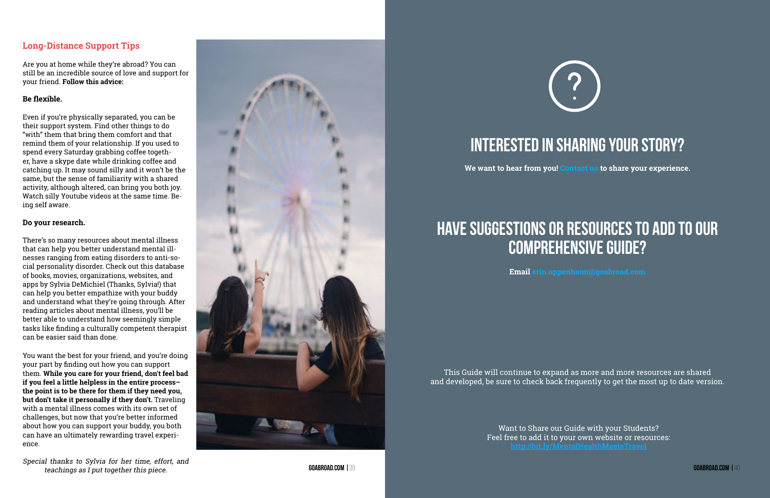## Long-Distance Support Tips

Are you at home while they're abroad? You can still be an incredible source of love and support for your friend. **Follow this advice:**

**Be flexible.**

Even if you're physically separated, you can be their support system. Find other things to do "with" them that bring them comfort and that remind them of your relationship. If you used to spend every Saturday grabbing coffee together, have a skype date while drinking coffee and catching up. It may sound silly and it won't be the same, but the sense of familiarity with a shared activity, although altered, can bring you both joy. Watch silly Youtube videos at the same time. Being self aware.

**Do your research.**

There's so many resources about mental illness that can help you better understand mental illnesses ranging from eating disorders to anti-social personality disorder. Check out this database of books, movies, organizations, websites, and apps by Sylvia DeMichiel (Thanks, Sylvia!) that can help you better empathize with your buddy and understand what they're going through. After reading articles about mental illness, you'll be better able to understand how seemingly simple tasks like finding a culturally competent therapist can be easier said than done.

You want the best for your friend, and you're doing your part by finding out how you can support them. **While you care for your friend, don't feel bad if you feel a little helpless in the entire process– the point is to be there for them if they need you, but don't take it personally if they don't.** Traveling with a mental illness comes with its own set of challenges, but now that you're better informed about how you can support your buddy, you both can have an ultimately rewarding travel experience.

*Special thanks to Sylvia for her time, effort, and teachings as I put together this piece.*

# INTERESTED IN SHARING YOUR STORY?

**We want to hear from you! Contact us to share your experience.**

# HAVE SUGGESTIONS OR RESOURCES TO ADD TO OUR COMPREHENSIVE GUIDE?

**Email erin.oppenheim@goabroad.com**

This Guide will continue to expand as more and more resources are shared and developed, be sure to check back frequently to get the most up to date version.

Want to Share our Guide with your Students?
Feel free to add it to your own website or resources:
http://bit.ly/MentalHealthMeetsTravel